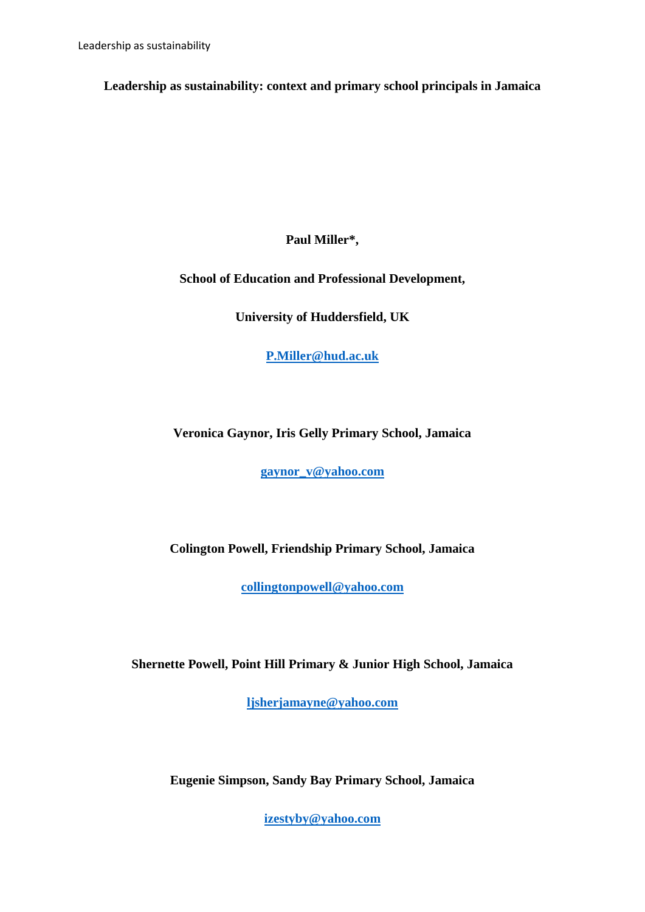# Leadership as sustainability: context and primary school principals in Jamaica

**Paul Miller*,**

**School of Education and Professional Development,**

**University of Huddersfield, UK**

**P.Miller@hud.ac.uk**

**Veronica Gaynor, Iris Gelly Primary School, Jamaica**

**gaynor_v@yahoo.com**

**Colington Powell, Friendship Primary School, Jamaica**

**collingtonpowell@yahoo.com**

**Shernette Powell, Point Hill Primary & Junior High School, Jamaica**

**ljsherjamayne@yahoo.com**

**Eugenie Simpson, Sandy Bay Primary School, Jamaica**

**izestyby@yahoo.com**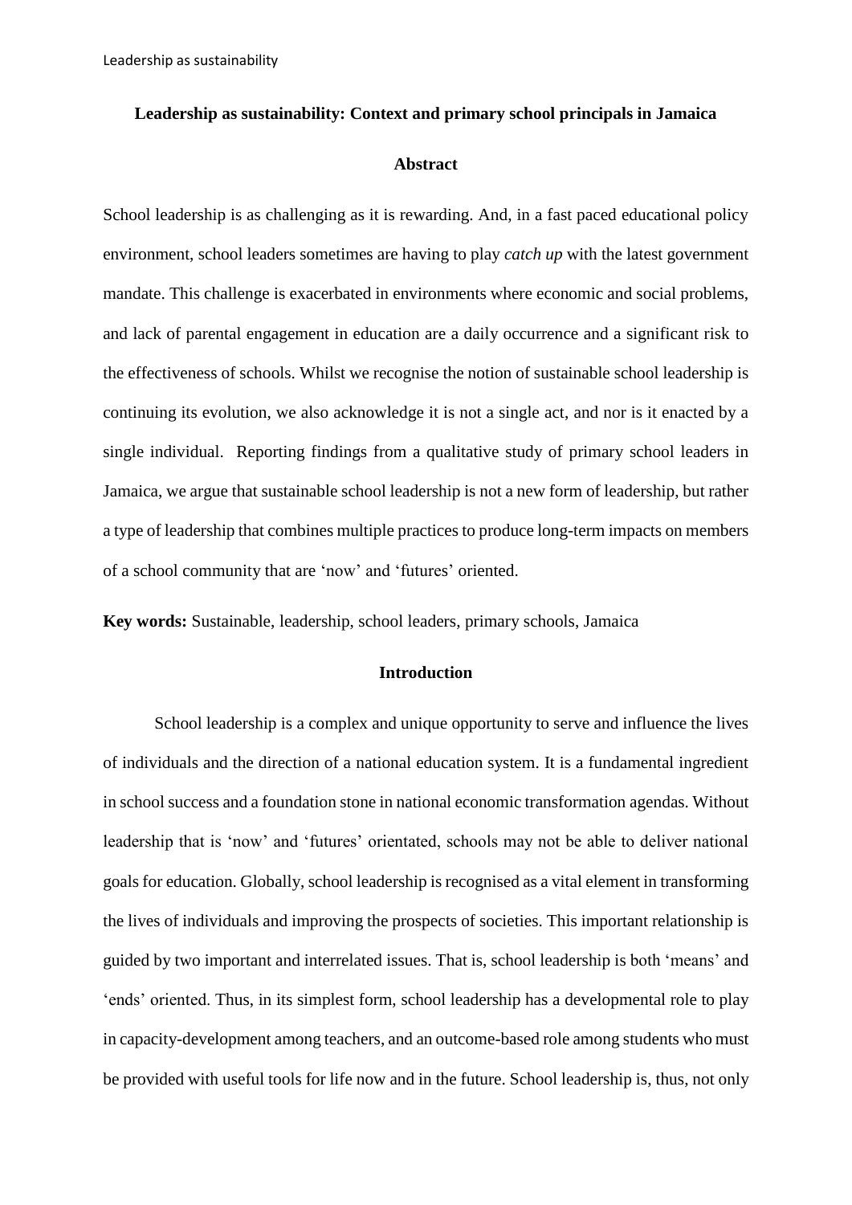**Leadership as sustainability: Context and primary school principals in Jamaica**

## Abstract

School leadership is as challenging as it is rewarding. And, in a fast paced educational policy environment, school leaders sometimes are having to play *catch up* with the latest government mandate. This challenge is exacerbated in environments where economic and social problems, and lack of parental engagement in education are a daily occurrence and a significant risk to the effectiveness of schools. Whilst we recognise the notion of sustainable school leadership is continuing its evolution, we also acknowledge it is not a single act, and nor is it enacted by a single individual. Reporting findings from a qualitative study of primary school leaders in Jamaica, we argue that sustainable school leadership is not a new form of leadership, but rather a type of leadership that combines multiple practices to produce long-term impacts on members of a school community that are 'now' and 'futures' oriented.

**Key words:** Sustainable, leadership, school leaders, primary schools, Jamaica

## Introduction

School leadership is a complex and unique opportunity to serve and influence the lives of individuals and the direction of a national education system. It is a fundamental ingredient in school success and a foundation stone in national economic transformation agendas. Without leadership that is 'now' and 'futures' orientated, schools may not be able to deliver national goals for education. Globally, school leadership is recognised as a vital element in transforming the lives of individuals and improving the prospects of societies. This important relationship is guided by two important and interrelated issues. That is, school leadership is both 'means' and 'ends' oriented. Thus, in its simplest form, school leadership has a developmental role to play in capacity-development among teachers, and an outcome-based role among students who must be provided with useful tools for life now and in the future. School leadership is, thus, not only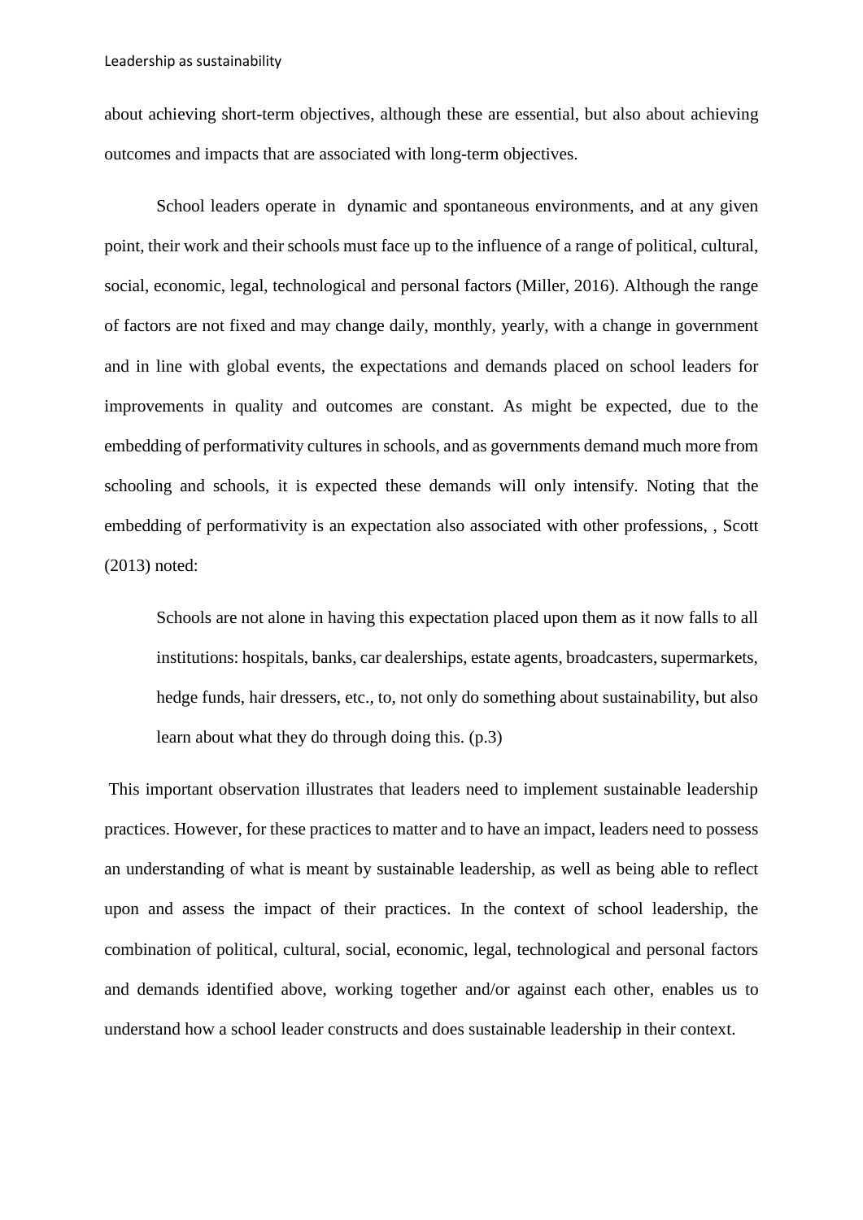about achieving short-term objectives, although these are essential, but also about achieving outcomes and impacts that are associated with long-term objectives.

School leaders operate in dynamic and spontaneous environments, and at any given point, their work and their schools must face up to the influence of a range of political, cultural, social, economic, legal, technological and personal factors (Miller, 2016). Although the range of factors are not fixed and may change daily, monthly, yearly, with a change in government and in line with global events, the expectations and demands placed on school leaders for improvements in quality and outcomes are constant. As might be expected, due to the embedding of performativity cultures in schools, and as governments demand much more from schooling and schools, it is expected these demands will only intensify. Noting that the embedding of performativity is an expectation also associated with other professions, , Scott (2013) noted:

> Schools are not alone in having this expectation placed upon them as it now falls to all institutions: hospitals, banks, car dealerships, estate agents, broadcasters, supermarkets, hedge funds, hair dressers, etc., to, not only do something about sustainability, but also learn about what they do through doing this. (p.3)

This important observation illustrates that leaders need to implement sustainable leadership practices. However, for these practices to matter and to have an impact, leaders need to possess an understanding of what is meant by sustainable leadership, as well as being able to reflect upon and assess the impact of their practices. In the context of school leadership, the combination of political, cultural, social, economic, legal, technological and personal factors and demands identified above, working together and/or against each other, enables us to understand how a school leader constructs and does sustainable leadership in their context.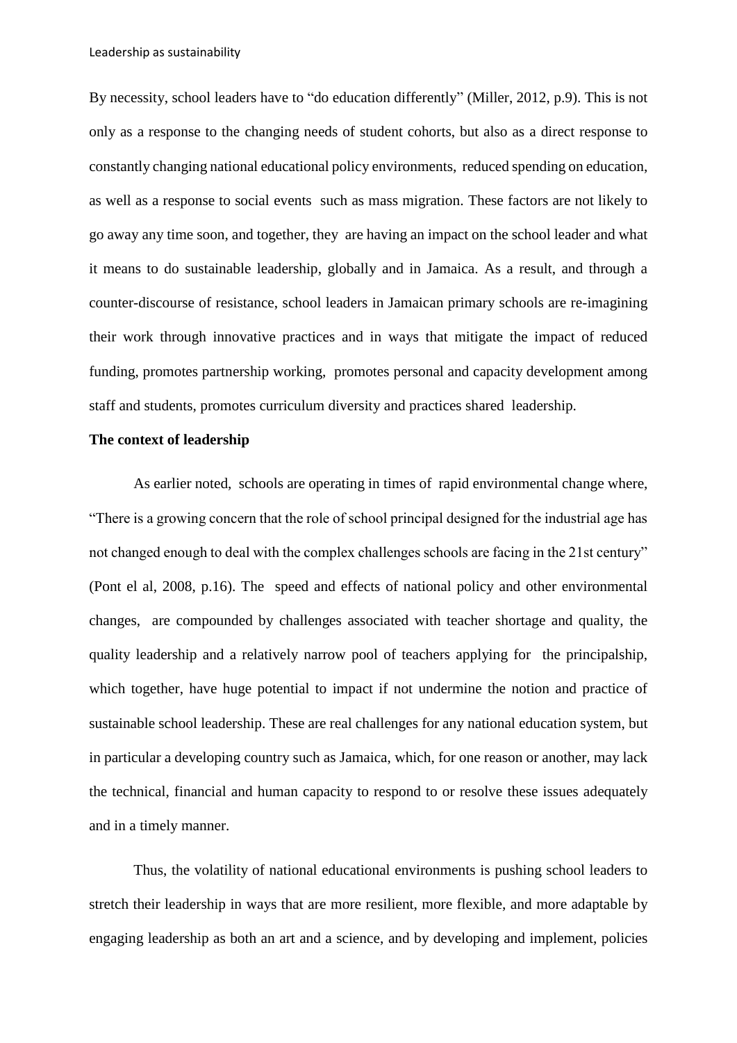By necessity, school leaders have to "do education differently" (Miller, 2012, p.9). This is not only as a response to the changing needs of student cohorts, but also as a direct response to constantly changing national educational policy environments, reduced spending on education, as well as a response to social events such as mass migration. These factors are not likely to go away any time soon, and together, they are having an impact on the school leader and what it means to do sustainable leadership, globally and in Jamaica. As a result, and through a counter-discourse of resistance, school leaders in Jamaican primary schools are re-imagining their work through innovative practices and in ways that mitigate the impact of reduced funding, promotes partnership working, promotes personal and capacity development among staff and students, promotes curriculum diversity and practices shared leadership.

**The context of leadership**

As earlier noted, schools are operating in times of rapid environmental change where, "There is a growing concern that the role of school principal designed for the industrial age has not changed enough to deal with the complex challenges schools are facing in the 21st century" (Pont el al, 2008, p.16). The speed and effects of national policy and other environmental changes, are compounded by challenges associated with teacher shortage and quality, the quality leadership and a relatively narrow pool of teachers applying for the principalship, which together, have huge potential to impact if not undermine the notion and practice of sustainable school leadership. These are real challenges for any national education system, but in particular a developing country such as Jamaica, which, for one reason or another, may lack the technical, financial and human capacity to respond to or resolve these issues adequately and in a timely manner.

Thus, the volatility of national educational environments is pushing school leaders to stretch their leadership in ways that are more resilient, more flexible, and more adaptable by engaging leadership as both an art and a science, and by developing and implement, policies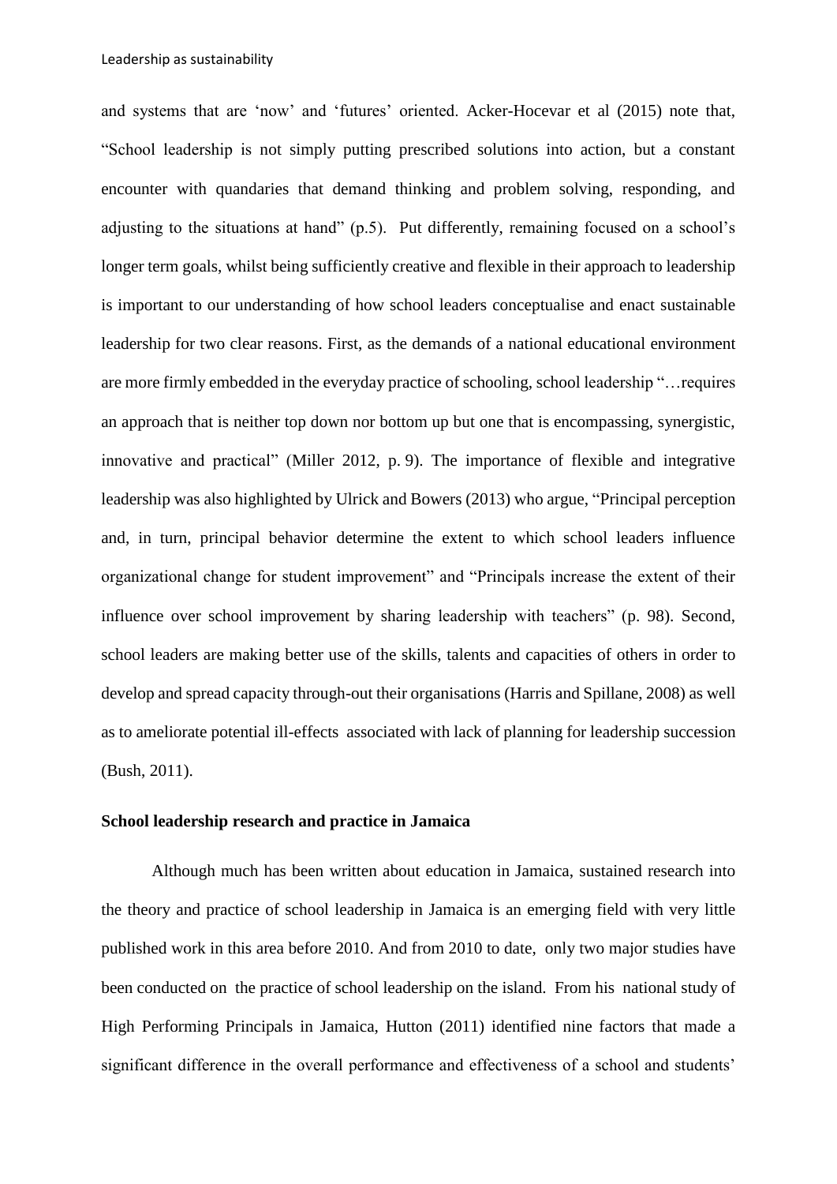and systems that are 'now' and 'futures' oriented. Acker-Hocevar et al (2015) note that, "School leadership is not simply putting prescribed solutions into action, but a constant encounter with quandaries that demand thinking and problem solving, responding, and adjusting to the situations at hand" (p.5). Put differently, remaining focused on a school's longer term goals, whilst being sufficiently creative and flexible in their approach to leadership is important to our understanding of how school leaders conceptualise and enact sustainable leadership for two clear reasons. First, as the demands of a national educational environment are more firmly embedded in the everyday practice of schooling, school leadership "…requires an approach that is neither top down nor bottom up but one that is encompassing, synergistic, innovative and practical" (Miller 2012, p. 9). The importance of flexible and integrative leadership was also highlighted by Ulrick and Bowers (2013) who argue, "Principal perception and, in turn, principal behavior determine the extent to which school leaders influence organizational change for student improvement" and "Principals increase the extent of their influence over school improvement by sharing leadership with teachers" (p. 98). Second, school leaders are making better use of the skills, talents and capacities of others in order to develop and spread capacity through-out their organisations (Harris and Spillane, 2008) as well as to ameliorate potential ill-effects associated with lack of planning for leadership succession (Bush, 2011).

**School leadership research and practice in Jamaica**

Although much has been written about education in Jamaica, sustained research into the theory and practice of school leadership in Jamaica is an emerging field with very little published work in this area before 2010. And from 2010 to date, only two major studies have been conducted on the practice of school leadership on the island. From his national study of High Performing Principals in Jamaica, Hutton (2011) identified nine factors that made a significant difference in the overall performance and effectiveness of a school and students'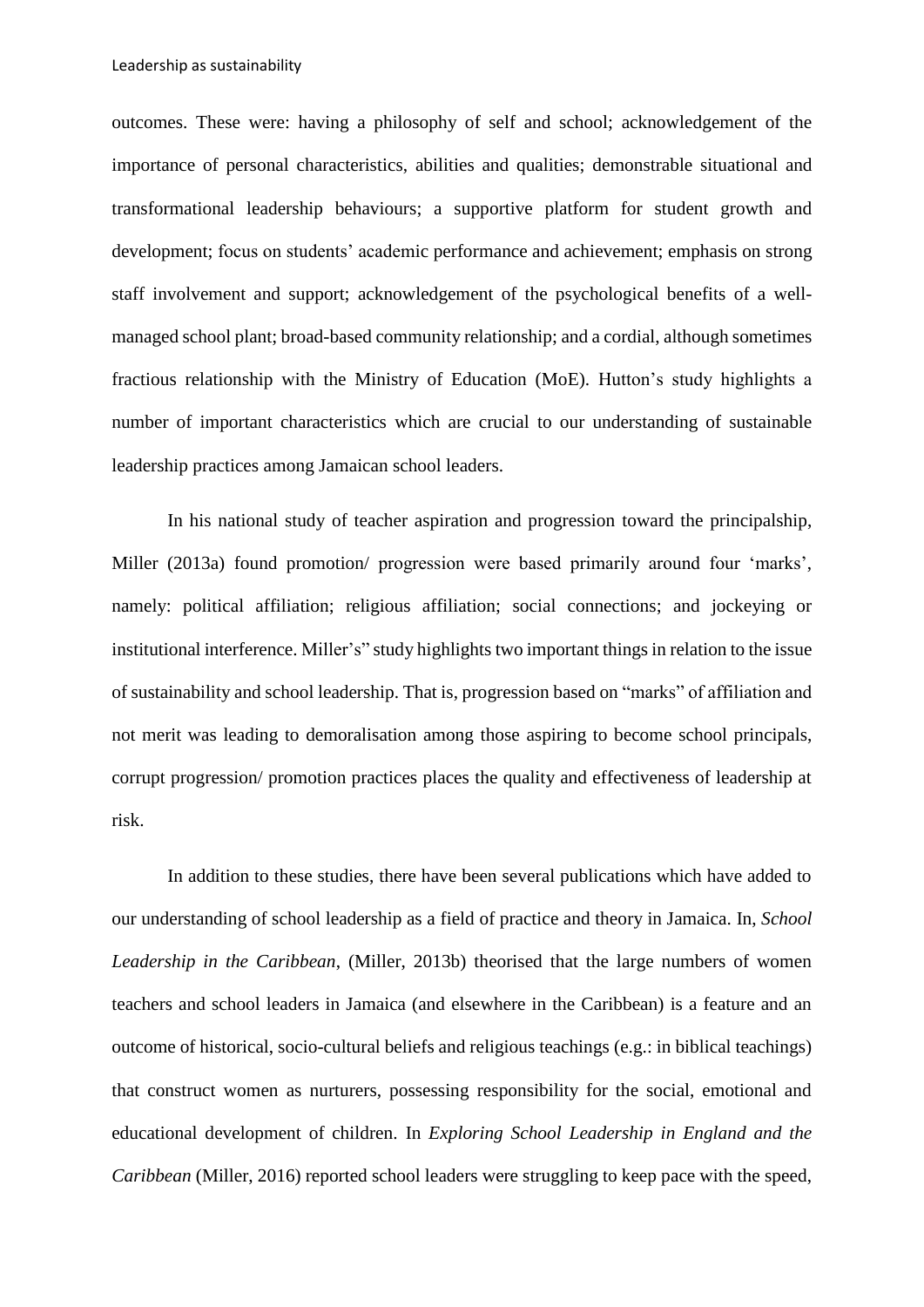outcomes. These were: having a philosophy of self and school; acknowledgement of the importance of personal characteristics, abilities and qualities; demonstrable situational and transformational leadership behaviours; a supportive platform for student growth and development; focus on students' academic performance and achievement; emphasis on strong staff involvement and support; acknowledgement of the psychological benefits of a well-managed school plant; broad-based community relationship; and a cordial, although sometimes fractious relationship with the Ministry of Education (MoE). Hutton's study highlights a number of important characteristics which are crucial to our understanding of sustainable leadership practices among Jamaican school leaders.

In his national study of teacher aspiration and progression toward the principalship, Miller (2013a) found promotion/ progression were based primarily around four 'marks', namely: political affiliation; religious affiliation; social connections; and jockeying or institutional interference. Miller's" study highlights two important things in relation to the issue of sustainability and school leadership. That is, progression based on "marks" of affiliation and not merit was leading to demoralisation among those aspiring to become school principals, corrupt progression/ promotion practices places the quality and effectiveness of leadership at risk.

In addition to these studies, there have been several publications which have added to our understanding of school leadership as a field of practice and theory in Jamaica. In, *School Leadership in the Caribbean*, (Miller, 2013b) theorised that the large numbers of women teachers and school leaders in Jamaica (and elsewhere in the Caribbean) is a feature and an outcome of historical, socio-cultural beliefs and religious teachings (e.g.: in biblical teachings) that construct women as nurturers, possessing responsibility for the social, emotional and educational development of children. In *Exploring School Leadership in England and the Caribbean* (Miller, 2016) reported school leaders were struggling to keep pace with the speed,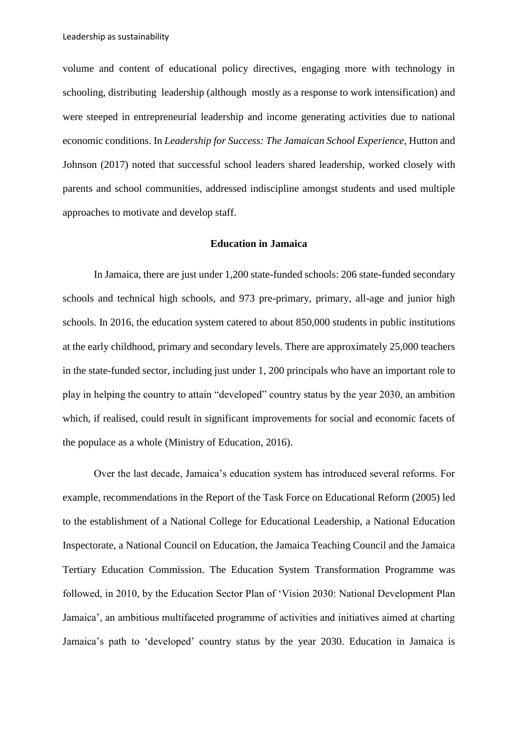volume and content of educational policy directives, engaging more with technology in schooling, distributing leadership (although mostly as a response to work intensification) and were steeped in entrepreneurial leadership and income generating activities due to national economic conditions. In *Leadership for Success: The Jamaican School Experience,* Hutton and Johnson (2017) noted that successful school leaders shared leadership, worked closely with parents and school communities, addressed indiscipline amongst students and used multiple approaches to motivate and develop staff.

## Education in Jamaica

In Jamaica, there are just under 1,200 state-funded schools: 206 state-funded secondary schools and technical high schools, and 973 pre-primary, primary, all-age and junior high schools. In 2016, the education system catered to about 850,000 students in public institutions at the early childhood, primary and secondary levels. There are approximately 25,000 teachers in the state-funded sector, including just under 1, 200 principals who have an important role to play in helping the country to attain "developed" country status by the year 2030, an ambition which, if realised, could result in significant improvements for social and economic facets of the populace as a whole (Ministry of Education, 2016).

Over the last decade, Jamaica's education system has introduced several reforms. For example, recommendations in the Report of the Task Force on Educational Reform (2005) led to the establishment of a National College for Educational Leadership, a National Education Inspectorate, a National Council on Education, the Jamaica Teaching Council and the Jamaica Tertiary Education Commission. The Education System Transformation Programme was followed, in 2010, by the Education Sector Plan of 'Vision 2030: National Development Plan Jamaica', an ambitious multifaceted programme of activities and initiatives aimed at charting Jamaica's path to 'developed' country status by the year 2030. Education in Jamaica is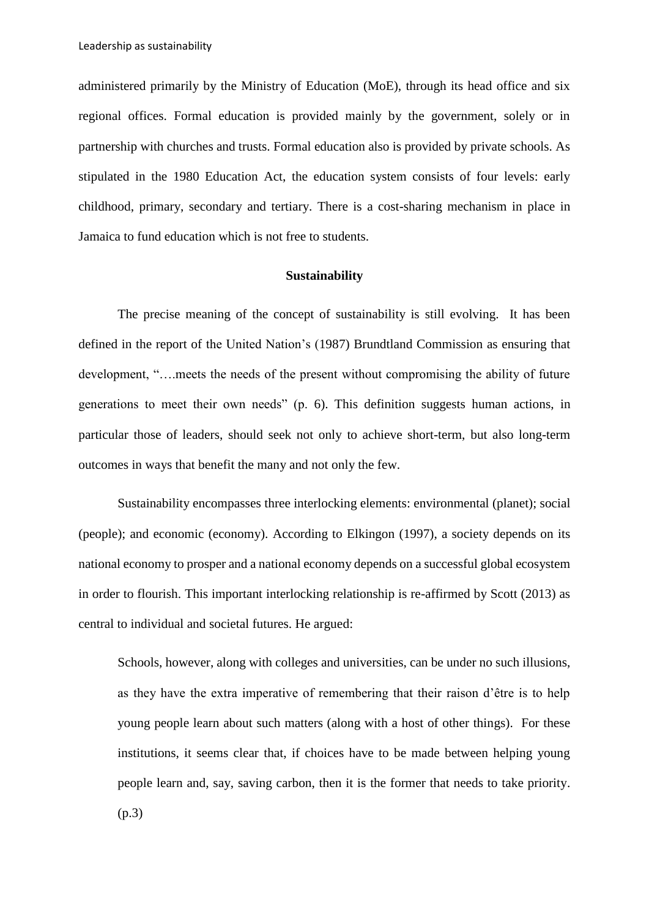administered primarily by the Ministry of Education (MoE), through its head office and six regional offices. Formal education is provided mainly by the government, solely or in partnership with churches and trusts. Formal education also is provided by private schools. As stipulated in the 1980 Education Act, the education system consists of four levels: early childhood, primary, secondary and tertiary. There is a cost-sharing mechanism in place in Jamaica to fund education which is not free to students.

## Sustainability

The precise meaning of the concept of sustainability is still evolving. It has been defined in the report of the United Nation's (1987) Brundtland Commission as ensuring that development, "….meets the needs of the present without compromising the ability of future generations to meet their own needs" (p. 6). This definition suggests human actions, in particular those of leaders, should seek not only to achieve short-term, but also long-term outcomes in ways that benefit the many and not only the few.

Sustainability encompasses three interlocking elements: environmental (planet); social (people); and economic (economy). According to Elkingon (1997), a society depends on its national economy to prosper and a national economy depends on a successful global ecosystem in order to flourish. This important interlocking relationship is re-affirmed by Scott (2013) as central to individual and societal futures. He argued:

> Schools, however, along with colleges and universities, can be under no such illusions, as they have the extra imperative of remembering that their raison d'être is to help young people learn about such matters (along with a host of other things). For these institutions, it seems clear that, if choices have to be made between helping young people learn and, say, saving carbon, then it is the former that needs to take priority. (p.3)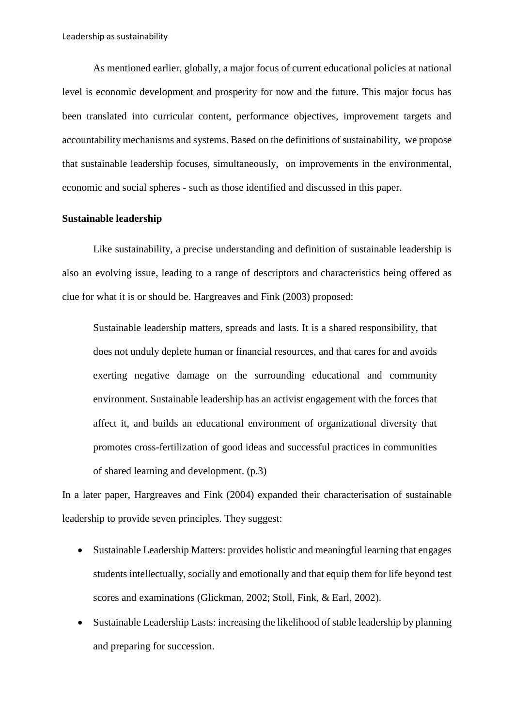As mentioned earlier, globally, a major focus of current educational policies at national level is economic development and prosperity for now and the future. This major focus has been translated into curricular content, performance objectives, improvement targets and accountability mechanisms and systems. Based on the definitions of sustainability, we propose that sustainable leadership focuses, simultaneously, on improvements in the environmental, economic and social spheres - such as those identified and discussed in this paper.

**Sustainable leadership**

Like sustainability, a precise understanding and definition of sustainable leadership is also an evolving issue, leading to a range of descriptors and characteristics being offered as clue for what it is or should be. Hargreaves and Fink (2003) proposed:

> Sustainable leadership matters, spreads and lasts. It is a shared responsibility, that does not unduly deplete human or financial resources, and that cares for and avoids exerting negative damage on the surrounding educational and community environment. Sustainable leadership has an activist engagement with the forces that affect it, and builds an educational environment of organizational diversity that promotes cross-fertilization of good ideas and successful practices in communities of shared learning and development. (p.3)

In a later paper, Hargreaves and Fink (2004) expanded their characterisation of sustainable leadership to provide seven principles. They suggest:

- Sustainable Leadership Matters: provides holistic and meaningful learning that engages students intellectually, socially and emotionally and that equip them for life beyond test scores and examinations (Glickman, 2002; Stoll, Fink, & Earl, 2002).
- Sustainable Leadership Lasts: increasing the likelihood of stable leadership by planning and preparing for succession.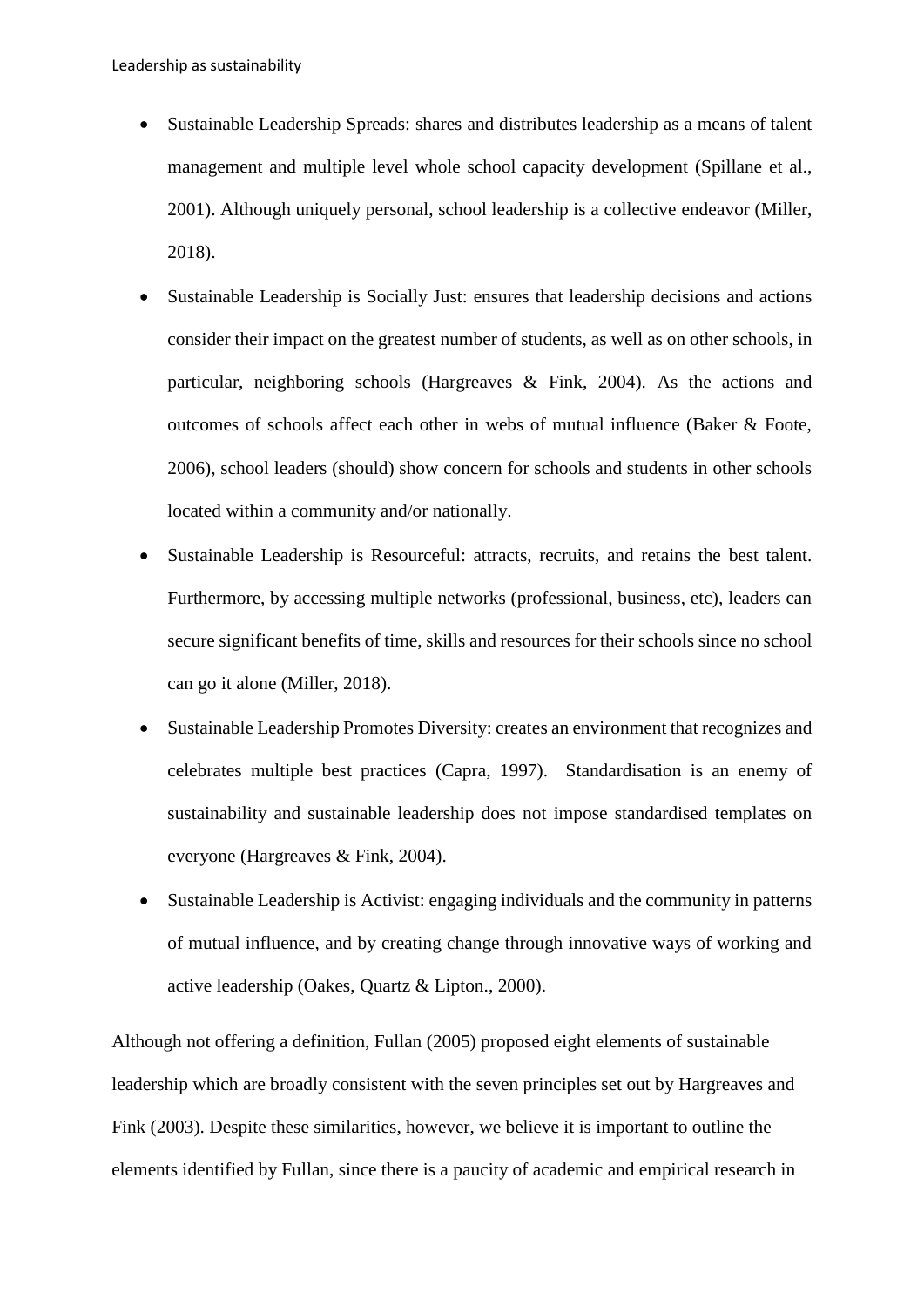- Sustainable Leadership Spreads: shares and distributes leadership as a means of talent management and multiple level whole school capacity development (Spillane et al., 2001). Although uniquely personal, school leadership is a collective endeavor (Miller, 2018).
- Sustainable Leadership is Socially Just: ensures that leadership decisions and actions consider their impact on the greatest number of students, as well as on other schools, in particular, neighboring schools (Hargreaves & Fink, 2004). As the actions and outcomes of schools affect each other in webs of mutual influence (Baker & Foote, 2006), school leaders (should) show concern for schools and students in other schools located within a community and/or nationally.
- Sustainable Leadership is Resourceful: attracts, recruits, and retains the best talent. Furthermore, by accessing multiple networks (professional, business, etc), leaders can secure significant benefits of time, skills and resources for their schools since no school can go it alone (Miller, 2018).
- Sustainable Leadership Promotes Diversity: creates an environment that recognizes and celebrates multiple best practices (Capra, 1997). Standardisation is an enemy of sustainability and sustainable leadership does not impose standardised templates on everyone (Hargreaves & Fink, 2004).
- Sustainable Leadership is Activist: engaging individuals and the community in patterns of mutual influence, and by creating change through innovative ways of working and active leadership (Oakes, Quartz & Lipton., 2000).

Although not offering a definition, Fullan (2005) proposed eight elements of sustainable leadership which are broadly consistent with the seven principles set out by Hargreaves and Fink (2003). Despite these similarities, however, we believe it is important to outline the elements identified by Fullan, since there is a paucity of academic and empirical research in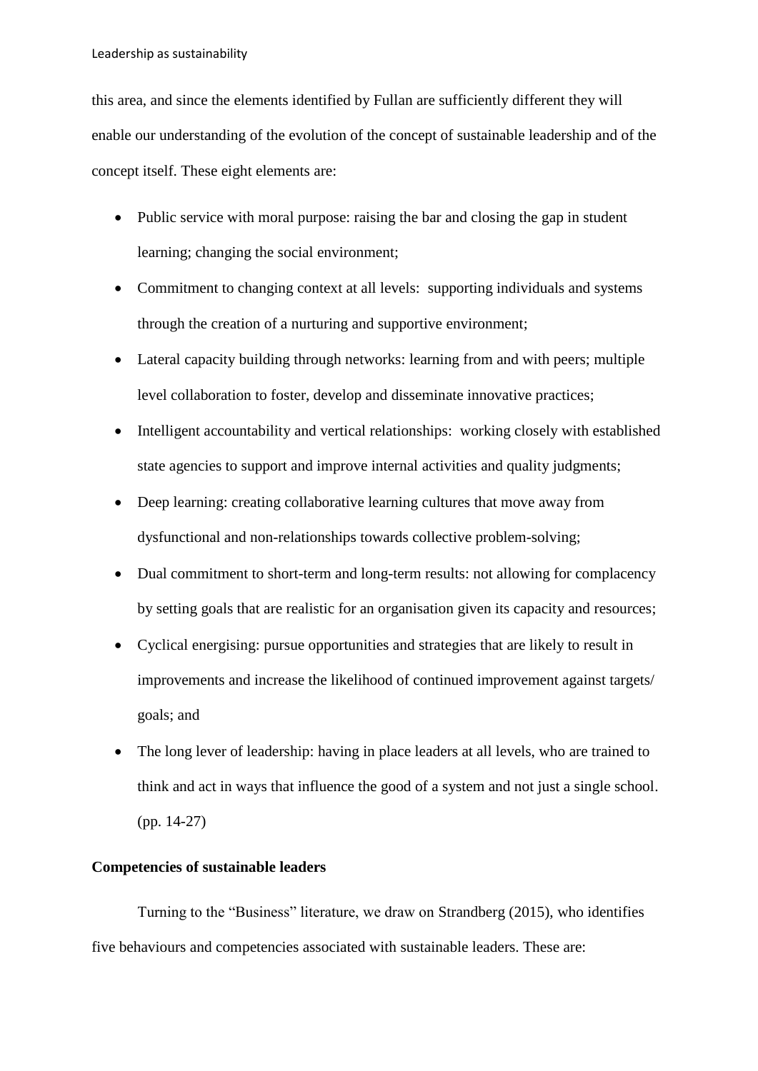this area, and since the elements identified by Fullan are sufficiently different they will enable our understanding of the evolution of the concept of sustainable leadership and of the concept itself. These eight elements are:

- Public service with moral purpose: raising the bar and closing the gap in student learning; changing the social environment;
- Commitment to changing context at all levels: supporting individuals and systems through the creation of a nurturing and supportive environment;
- Lateral capacity building through networks: learning from and with peers; multiple level collaboration to foster, develop and disseminate innovative practices;
- Intelligent accountability and vertical relationships: working closely with established state agencies to support and improve internal activities and quality judgments;
- Deep learning: creating collaborative learning cultures that move away from dysfunctional and non-relationships towards collective problem-solving;
- Dual commitment to short-term and long-term results: not allowing for complacency by setting goals that are realistic for an organisation given its capacity and resources;
- Cyclical energising: pursue opportunities and strategies that are likely to result in improvements and increase the likelihood of continued improvement against targets/ goals; and
- The long lever of leadership: having in place leaders at all levels, who are trained to think and act in ways that influence the good of a system and not just a single school. (pp. 14-27)

**Competencies of sustainable leaders**

Turning to the "Business" literature, we draw on Strandberg (2015), who identifies five behaviours and competencies associated with sustainable leaders. These are: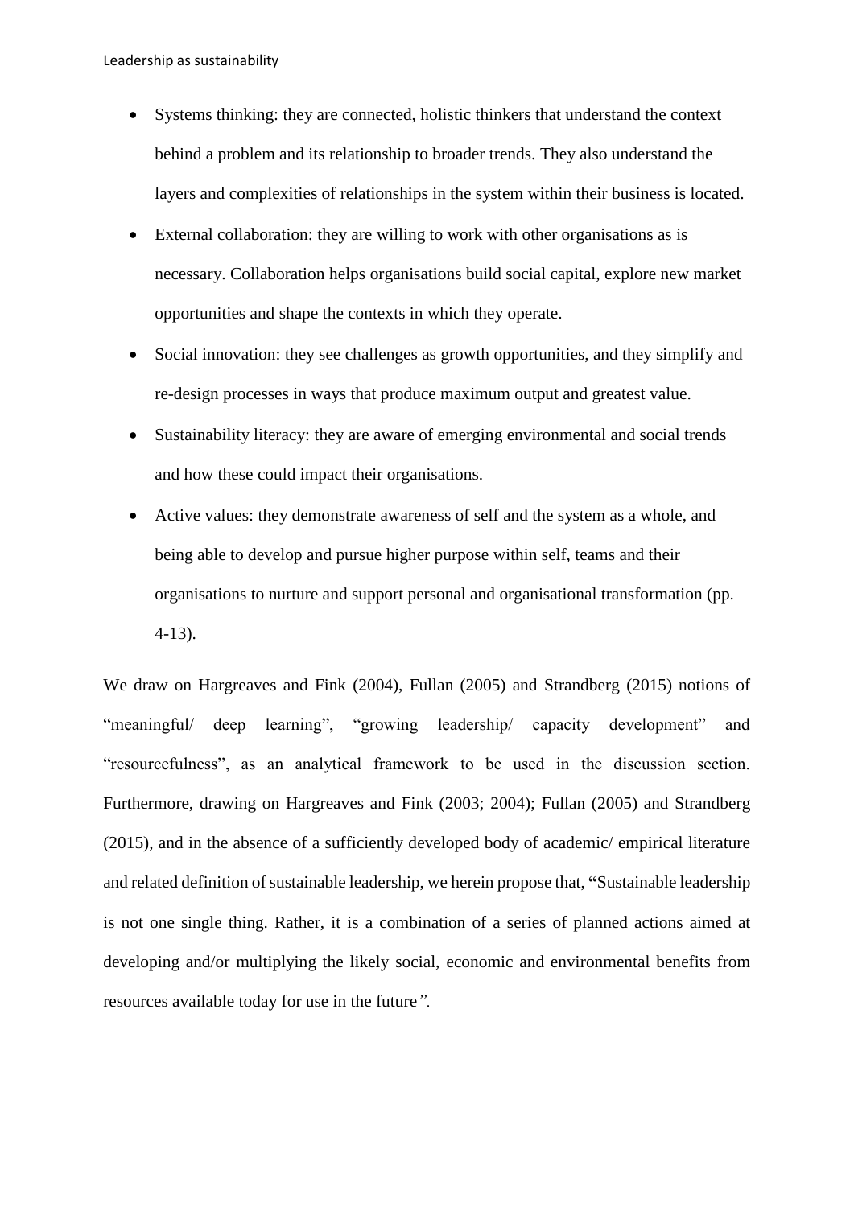- Systems thinking: they are connected, holistic thinkers that understand the context behind a problem and its relationship to broader trends. They also understand the layers and complexities of relationships in the system within their business is located.
- External collaboration: they are willing to work with other organisations as is necessary. Collaboration helps organisations build social capital, explore new market opportunities and shape the contexts in which they operate.
- Social innovation: they see challenges as growth opportunities, and they simplify and re-design processes in ways that produce maximum output and greatest value.
- Sustainability literacy: they are aware of emerging environmental and social trends and how these could impact their organisations.
- Active values: they demonstrate awareness of self and the system as a whole, and being able to develop and pursue higher purpose within self, teams and their organisations to nurture and support personal and organisational transformation (pp. 4-13).

We draw on Hargreaves and Fink (2004), Fullan (2005) and Strandberg (2015) notions of "meaningful/ deep learning", "growing leadership/ capacity development" and "resourcefulness", as an analytical framework to be used in the discussion section. Furthermore, drawing on Hargreaves and Fink (2003; 2004); Fullan (2005) and Strandberg (2015), and in the absence of a sufficiently developed body of academic/ empirical literature and related definition of sustainable leadership, we herein propose that, **"**Sustainable leadership is not one single thing. Rather, it is a combination of a series of planned actions aimed at developing and/or multiplying the likely social, economic and environmental benefits from resources available today for use in the future*".*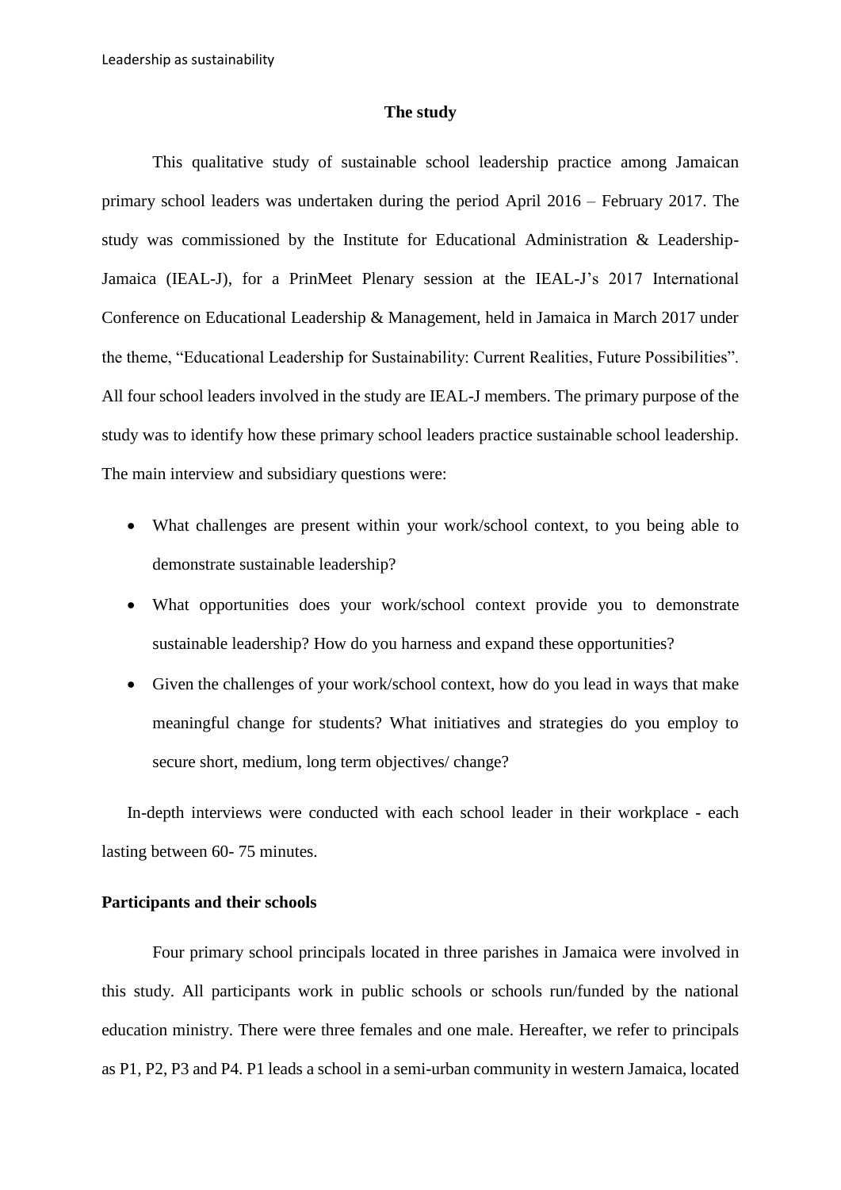## The study

This qualitative study of sustainable school leadership practice among Jamaican primary school leaders was undertaken during the period April 2016 – February 2017. The study was commissioned by the Institute for Educational Administration & Leadership-Jamaica (IEAL-J), for a PrinMeet Plenary session at the IEAL-J's 2017 International Conference on Educational Leadership & Management, held in Jamaica in March 2017 under the theme, "Educational Leadership for Sustainability: Current Realities, Future Possibilities". All four school leaders involved in the study are IEAL-J members. The primary purpose of the study was to identify how these primary school leaders practice sustainable school leadership. The main interview and subsidiary questions were:

- What challenges are present within your work/school context, to you being able to demonstrate sustainable leadership?
- What opportunities does your work/school context provide you to demonstrate sustainable leadership? How do you harness and expand these opportunities?
- Given the challenges of your work/school context, how do you lead in ways that make meaningful change for students? What initiatives and strategies do you employ to secure short, medium, long term objectives/ change?

In-depth interviews were conducted with each school leader in their workplace - each lasting between 60- 75 minutes.

### Participants and their schools

Four primary school principals located in three parishes in Jamaica were involved in this study. All participants work in public schools or schools run/funded by the national education ministry. There were three females and one male. Hereafter, we refer to principals as P1, P2, P3 and P4. P1 leads a school in a semi-urban community in western Jamaica, located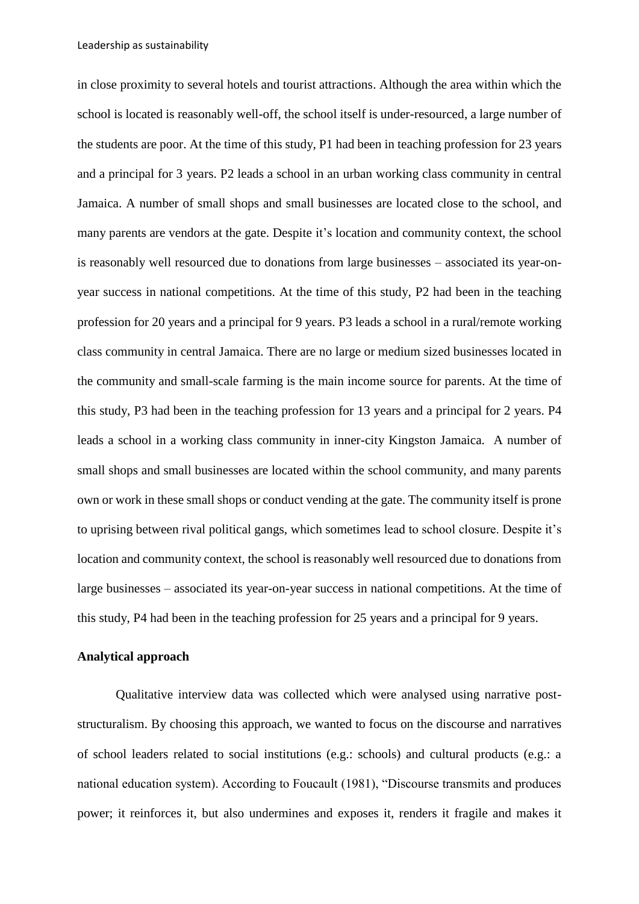in close proximity to several hotels and tourist attractions. Although the area within which the school is located is reasonably well-off, the school itself is under-resourced, a large number of the students are poor. At the time of this study, P1 had been in teaching profession for 23 years and a principal for 3 years. P2 leads a school in an urban working class community in central Jamaica. A number of small shops and small businesses are located close to the school, and many parents are vendors at the gate. Despite it's location and community context, the school is reasonably well resourced due to donations from large businesses – associated its year-on-year success in national competitions. At the time of this study, P2 had been in the teaching profession for 20 years and a principal for 9 years. P3 leads a school in a rural/remote working class community in central Jamaica. There are no large or medium sized businesses located in the community and small-scale farming is the main income source for parents. At the time of this study, P3 had been in the teaching profession for 13 years and a principal for 2 years. P4 leads a school in a working class community in inner-city Kingston Jamaica. A number of small shops and small businesses are located within the school community, and many parents own or work in these small shops or conduct vending at the gate. The community itself is prone to uprising between rival political gangs, which sometimes lead to school closure. Despite it's location and community context, the school is reasonably well resourced due to donations from large businesses – associated its year-on-year success in national competitions. At the time of this study, P4 had been in the teaching profession for 25 years and a principal for 9 years.

**Analytical approach**

Qualitative interview data was collected which were analysed using narrative post-structuralism. By choosing this approach, we wanted to focus on the discourse and narratives of school leaders related to social institutions (e.g.: schools) and cultural products (e.g.: a national education system). According to Foucault (1981), "Discourse transmits and produces power; it reinforces it, but also undermines and exposes it, renders it fragile and makes it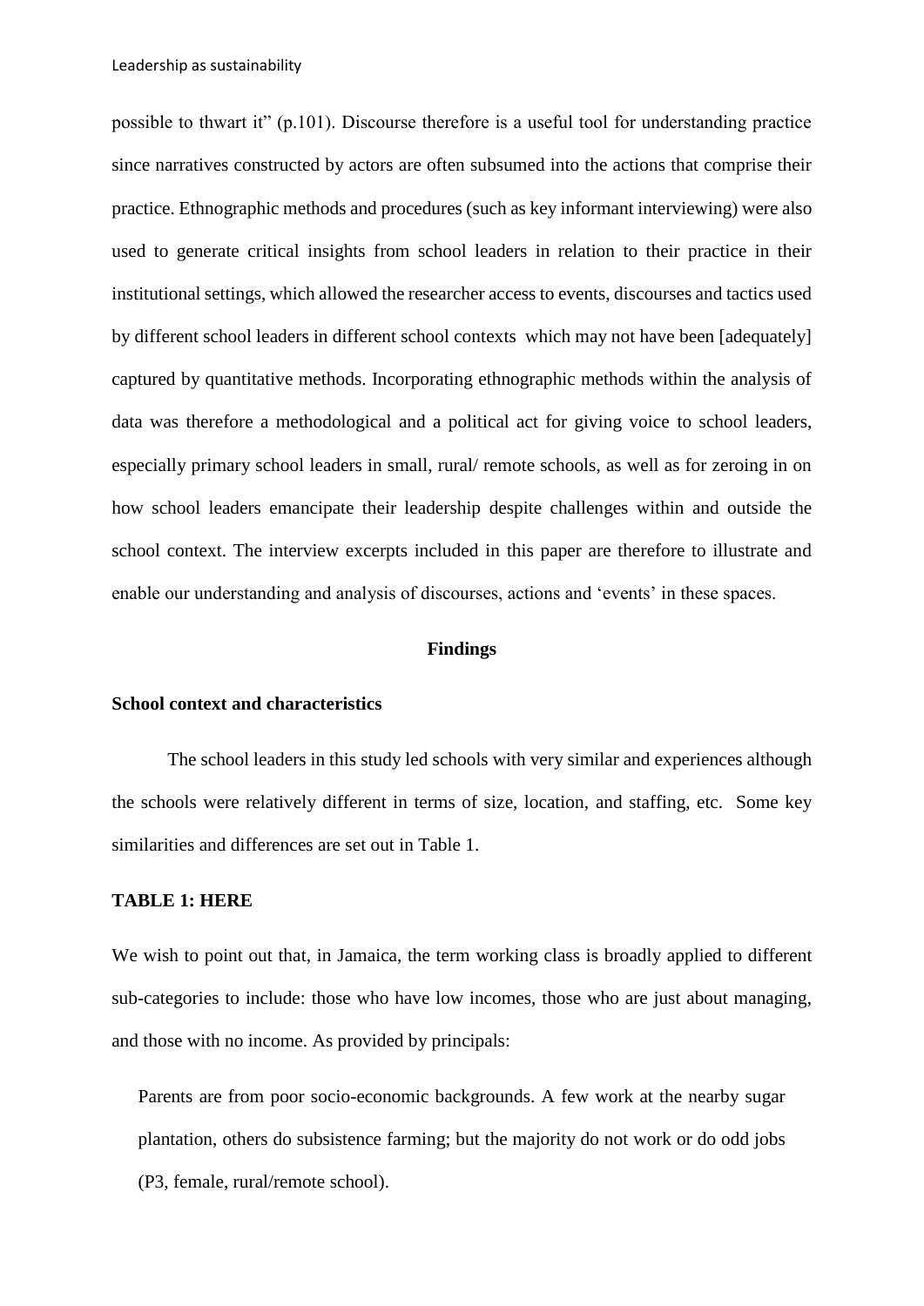possible to thwart it" (p.101). Discourse therefore is a useful tool for understanding practice since narratives constructed by actors are often subsumed into the actions that comprise their practice. Ethnographic methods and procedures (such as key informant interviewing) were also used to generate critical insights from school leaders in relation to their practice in their institutional settings, which allowed the researcher access to events, discourses and tactics used by different school leaders in different school contexts which may not have been [adequately] captured by quantitative methods. Incorporating ethnographic methods within the analysis of data was therefore a methodological and a political act for giving voice to school leaders, especially primary school leaders in small, rural/ remote schools, as well as for zeroing in on how school leaders emancipate their leadership despite challenges within and outside the school context. The interview excerpts included in this paper are therefore to illustrate and enable our understanding and analysis of discourses, actions and 'events' in these spaces.

## Findings

### School context and characteristics

The school leaders in this study led schools with very similar and experiences although the schools were relatively different in terms of size, location, and staffing, etc. Some key similarities and differences are set out in Table 1.

**TABLE 1: HERE**

We wish to point out that, in Jamaica, the term working class is broadly applied to different sub-categories to include: those who have low incomes, those who are just about managing, and those with no income. As provided by principals:

> Parents are from poor socio-economic backgrounds. A few work at the nearby sugar plantation, others do subsistence farming; but the majority do not work or do odd jobs (P3, female, rural/remote school).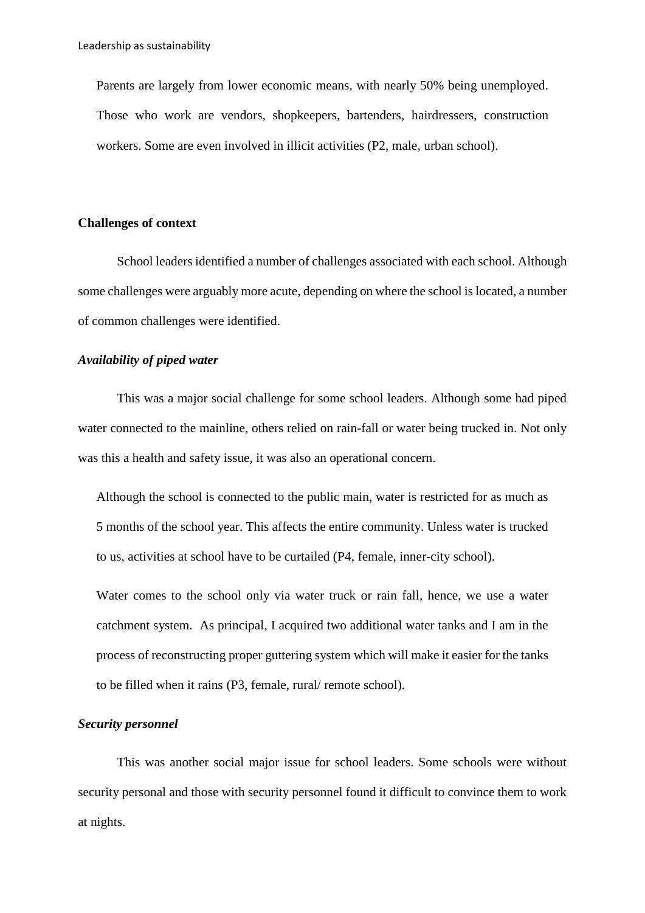> Parents are largely from lower economic means, with nearly 50% being unemployed. Those who work are vendors, shopkeepers, bartenders, hairdressers, construction workers. Some are even involved in illicit activities (P2, male, urban school).

**Challenges of context**

School leaders identified a number of challenges associated with each school. Although some challenges were arguably more acute, depending on where the school is located, a number of common challenges were identified.

***Availability of piped water***

This was a major social challenge for some school leaders. Although some had piped water connected to the mainline, others relied on rain-fall or water being trucked in. Not only was this a health and safety issue, it was also an operational concern.

> Although the school is connected to the public main, water is restricted for as much as 5 months of the school year. This affects the entire community. Unless water is trucked to us, activities at school have to be curtailed (P4, female, inner-city school).

> Water comes to the school only via water truck or rain fall, hence, we use a water catchment system. As principal, I acquired two additional water tanks and I am in the process of reconstructing proper guttering system which will make it easier for the tanks to be filled when it rains (P3, female, rural/ remote school).

***Security personnel***

This was another social major issue for school leaders. Some schools were without security personal and those with security personnel found it difficult to convince them to work at nights.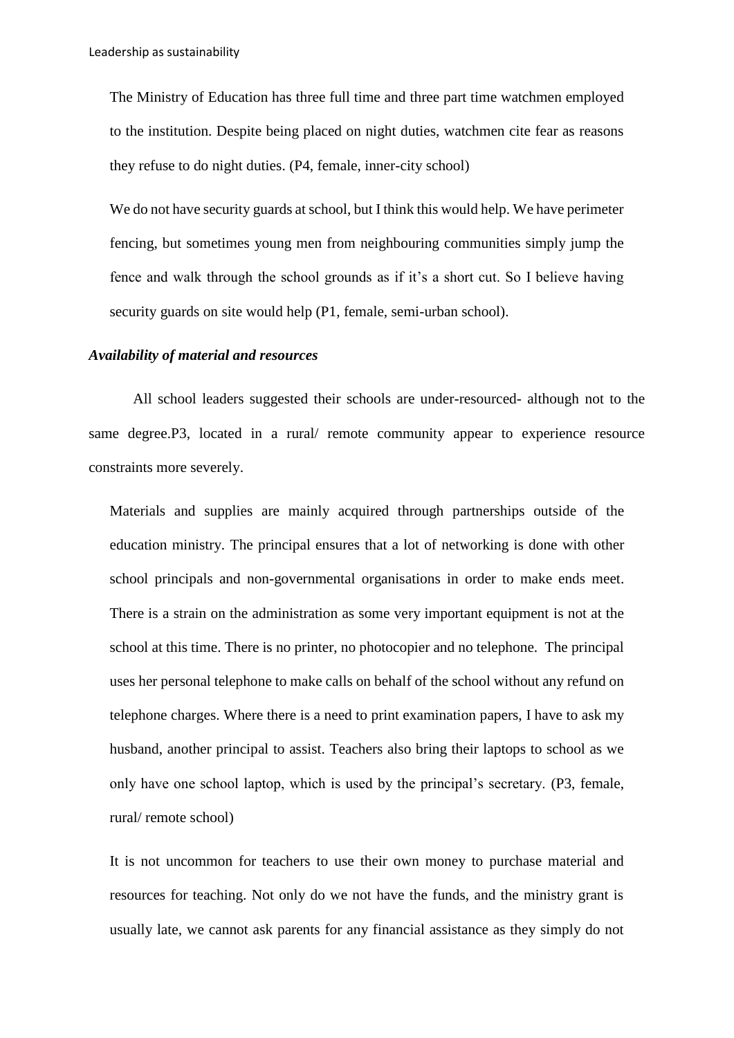The Ministry of Education has three full time and three part time watchmen employed to the institution. Despite being placed on night duties, watchmen cite fear as reasons they refuse to do night duties. (P4, female, inner-city school)

We do not have security guards at school, but I think this would help. We have perimeter fencing, but sometimes young men from neighbouring communities simply jump the fence and walk through the school grounds as if it's a short cut. So I believe having security guards on site would help (P1, female, semi-urban school).

***Availability of material and resources***

All school leaders suggested their schools are under-resourced- although not to the same degree.P3, located in a rural/ remote community appear to experience resource constraints more severely.

Materials and supplies are mainly acquired through partnerships outside of the education ministry. The principal ensures that a lot of networking is done with other school principals and non-governmental organisations in order to make ends meet. There is a strain on the administration as some very important equipment is not at the school at this time. There is no printer, no photocopier and no telephone. The principal uses her personal telephone to make calls on behalf of the school without any refund on telephone charges. Where there is a need to print examination papers, I have to ask my husband, another principal to assist. Teachers also bring their laptops to school as we only have one school laptop, which is used by the principal's secretary. (P3, female, rural/ remote school)

It is not uncommon for teachers to use their own money to purchase material and resources for teaching. Not only do we not have the funds, and the ministry grant is usually late, we cannot ask parents for any financial assistance as they simply do not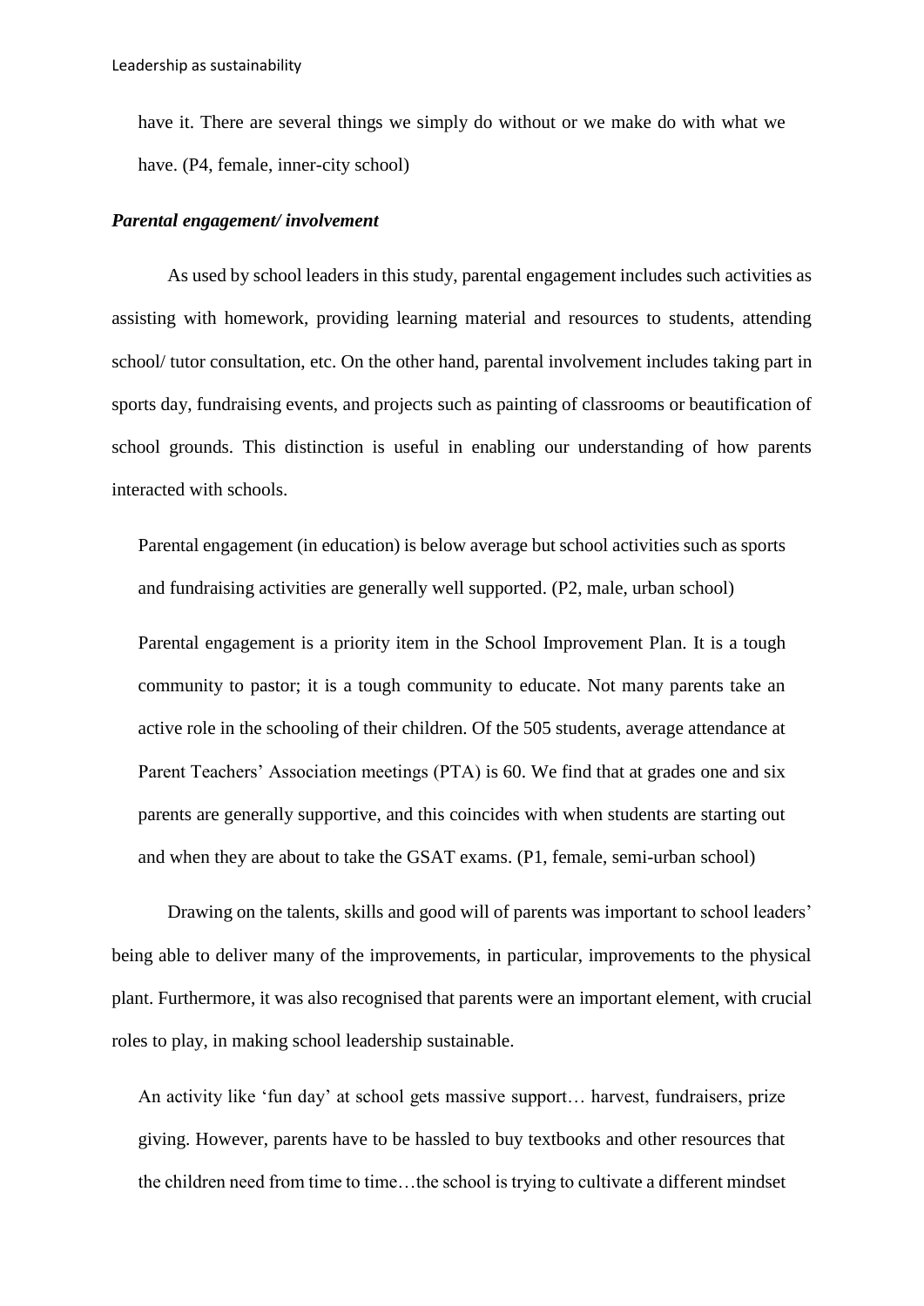have it. There are several things we simply do without or we make do with what we have. (P4, female, inner-city school)

### *Parental engagement/ involvement*

As used by school leaders in this study, parental engagement includes such activities as assisting with homework, providing learning material and resources to students, attending school/ tutor consultation, etc. On the other hand, parental involvement includes taking part in sports day, fundraising events, and projects such as painting of classrooms or beautification of school grounds. This distinction is useful in enabling our understanding of how parents interacted with schools.

> Parental engagement (in education) is below average but school activities such as sports and fundraising activities are generally well supported. (P2, male, urban school)

> Parental engagement is a priority item in the School Improvement Plan. It is a tough community to pastor; it is a tough community to educate. Not many parents take an active role in the schooling of their children. Of the 505 students, average attendance at Parent Teachers' Association meetings (PTA) is 60. We find that at grades one and six parents are generally supportive, and this coincides with when students are starting out and when they are about to take the GSAT exams. (P1, female, semi-urban school)

Drawing on the talents, skills and good will of parents was important to school leaders' being able to deliver many of the improvements, in particular, improvements to the physical plant. Furthermore, it was also recognised that parents were an important element, with crucial roles to play, in making school leadership sustainable.

> An activity like 'fun day' at school gets massive support… harvest, fundraisers, prize giving. However, parents have to be hassled to buy textbooks and other resources that the children need from time to time…the school is trying to cultivate a different mindset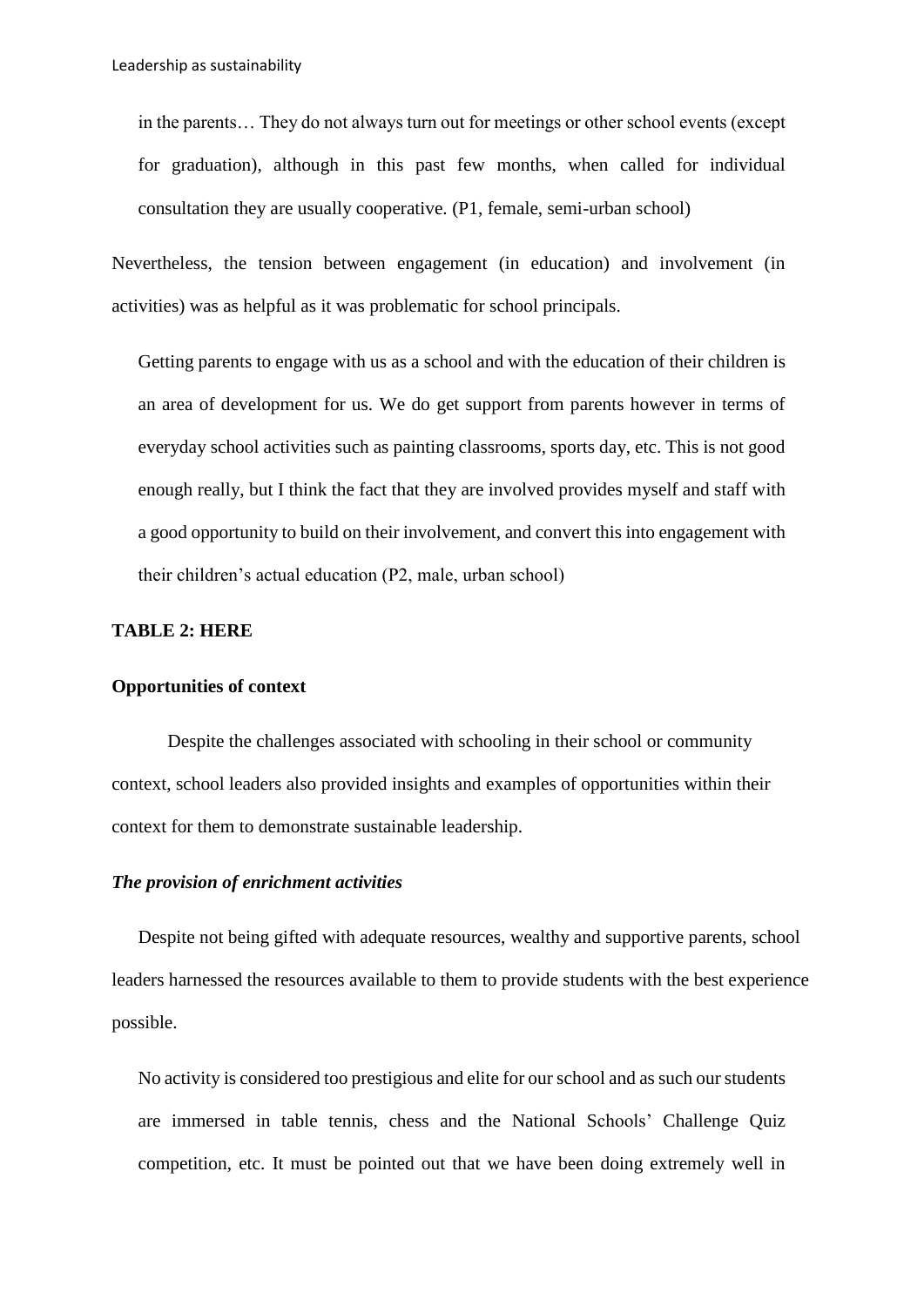in the parents… They do not always turn out for meetings or other school events (except for graduation), although in this past few months, when called for individual consultation they are usually cooperative. (P1, female, semi-urban school)

Nevertheless, the tension between engagement (in education) and involvement (in activities) was as helpful as it was problematic for school principals.

> Getting parents to engage with us as a school and with the education of their children is an area of development for us. We do get support from parents however in terms of everyday school activities such as painting classrooms, sports day, etc. This is not good enough really, but I think the fact that they are involved provides myself and staff with a good opportunity to build on their involvement, and convert this into engagement with their children's actual education (P2, male, urban school)

**TABLE 2: HERE**

**Opportunities of context**

Despite the challenges associated with schooling in their school or community context, school leaders also provided insights and examples of opportunities within their context for them to demonstrate sustainable leadership.

***The provision of enrichment activities***

Despite not being gifted with adequate resources, wealthy and supportive parents, school leaders harnessed the resources available to them to provide students with the best experience possible.

> No activity is considered too prestigious and elite for our school and as such our students are immersed in table tennis, chess and the National Schools' Challenge Quiz competition, etc. It must be pointed out that we have been doing extremely well in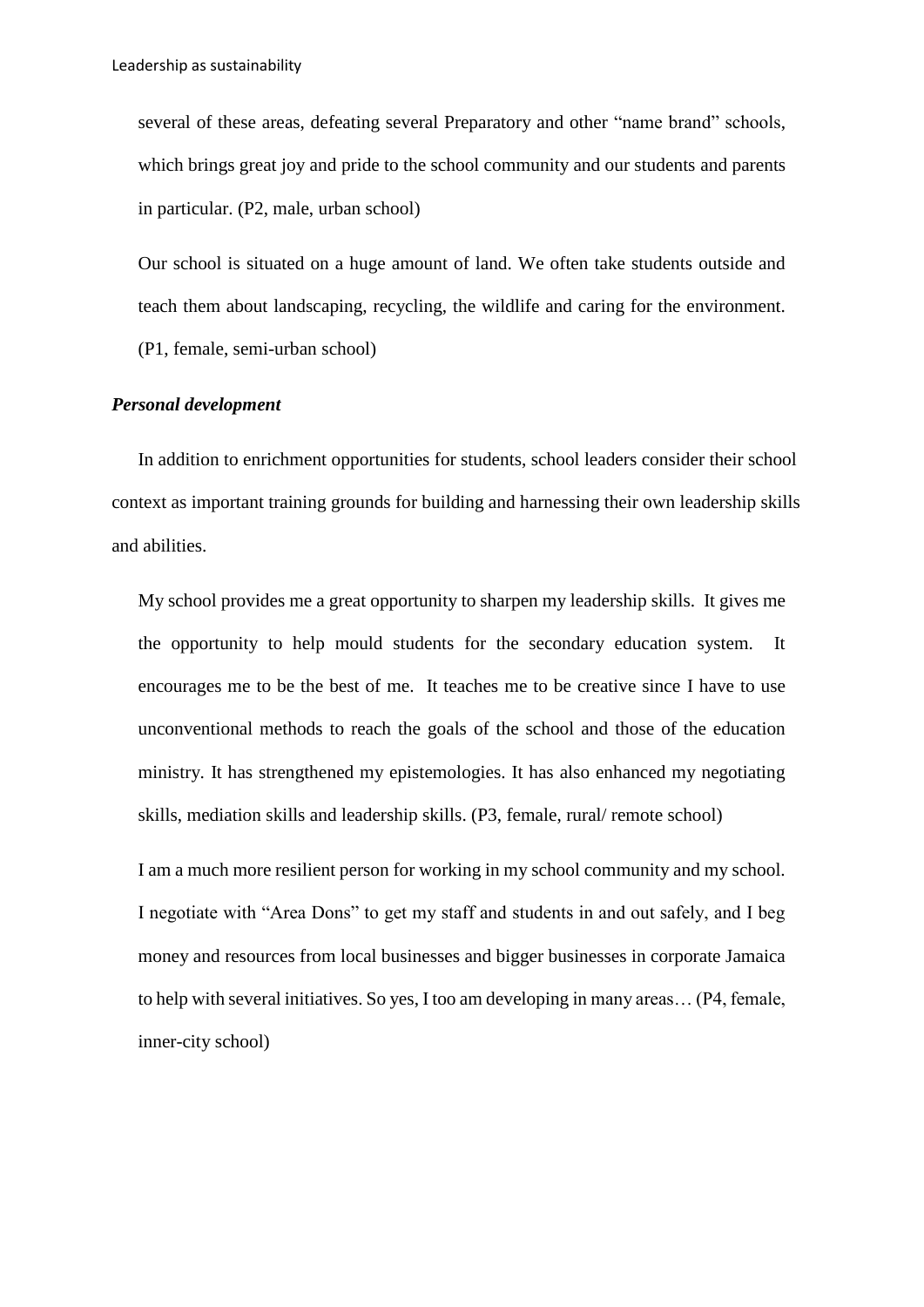several of these areas, defeating several Preparatory and other "name brand" schools, which brings great joy and pride to the school community and our students and parents in particular. (P2, male, urban school)

> Our school is situated on a huge amount of land. We often take students outside and teach them about landscaping, recycling, the wildlife and caring for the environment. (P1, female, semi-urban school)

***Personal development***

In addition to enrichment opportunities for students, school leaders consider their school context as important training grounds for building and harnessing their own leadership skills and abilities.

> My school provides me a great opportunity to sharpen my leadership skills. It gives me the opportunity to help mould students for the secondary education system. It encourages me to be the best of me. It teaches me to be creative since I have to use unconventional methods to reach the goals of the school and those of the education ministry. It has strengthened my epistemologies. It has also enhanced my negotiating skills, mediation skills and leadership skills. (P3, female, rural/ remote school)

> I am a much more resilient person for working in my school community and my school. I negotiate with "Area Dons" to get my staff and students in and out safely, and I beg money and resources from local businesses and bigger businesses in corporate Jamaica to help with several initiatives. So yes, I too am developing in many areas… (P4, female, inner-city school)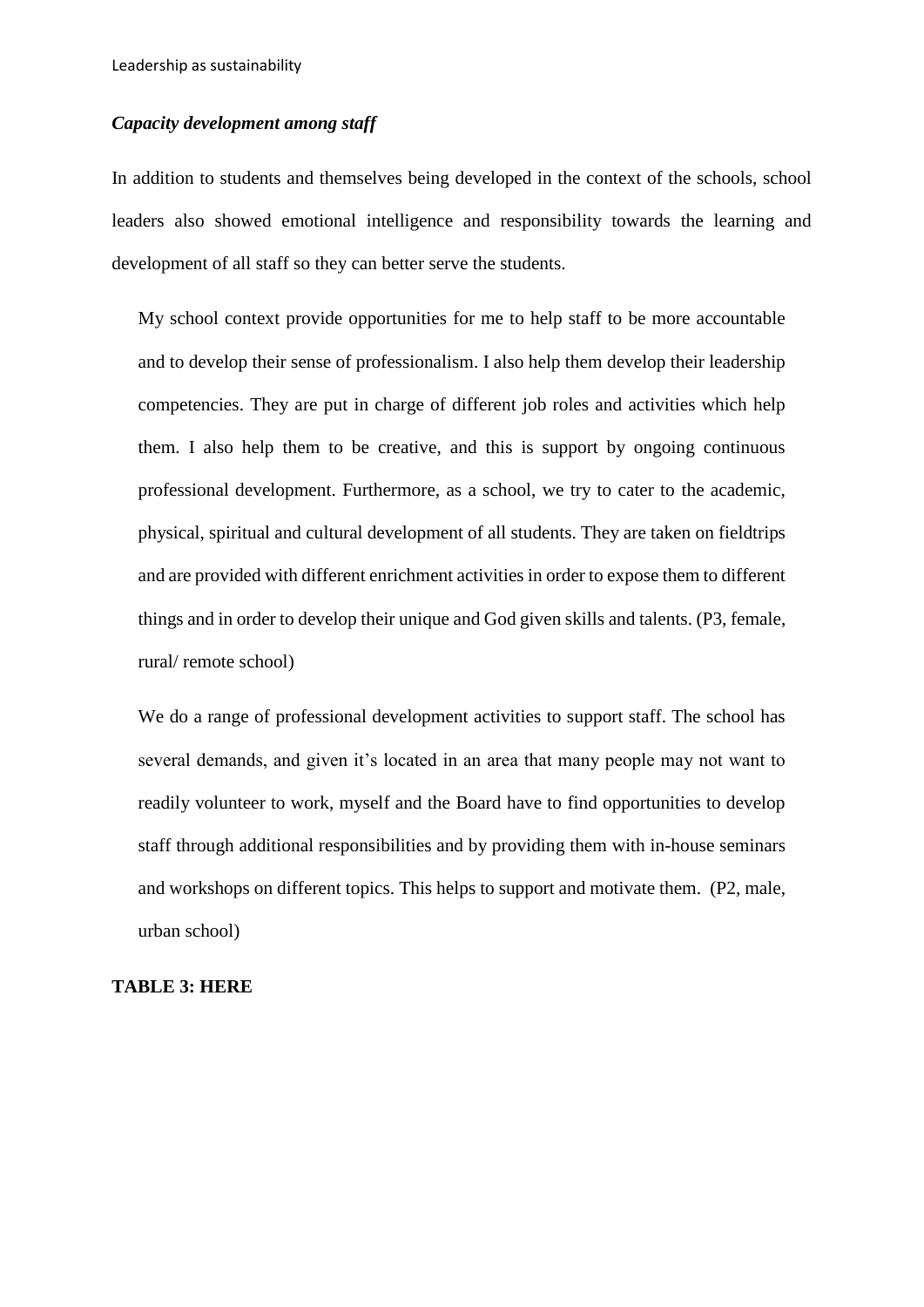### *Capacity development among staff*

In addition to students and themselves being developed in the context of the schools, school leaders also showed emotional intelligence and responsibility towards the learning and development of all staff so they can better serve the students.

> My school context provide opportunities for me to help staff to be more accountable and to develop their sense of professionalism. I also help them develop their leadership competencies. They are put in charge of different job roles and activities which help them. I also help them to be creative, and this is support by ongoing continuous professional development. Furthermore, as a school, we try to cater to the academic, physical, spiritual and cultural development of all students. They are taken on fieldtrips and are provided with different enrichment activities in order to expose them to different things and in order to develop their unique and God given skills and talents. (P3, female, rural/ remote school)

> We do a range of professional development activities to support staff. The school has several demands, and given it's located in an area that many people may not want to readily volunteer to work, myself and the Board have to find opportunities to develop staff through additional responsibilities and by providing them with in-house seminars and workshops on different topics. This helps to support and motivate them. (P2, male, urban school)

**TABLE 3: HERE**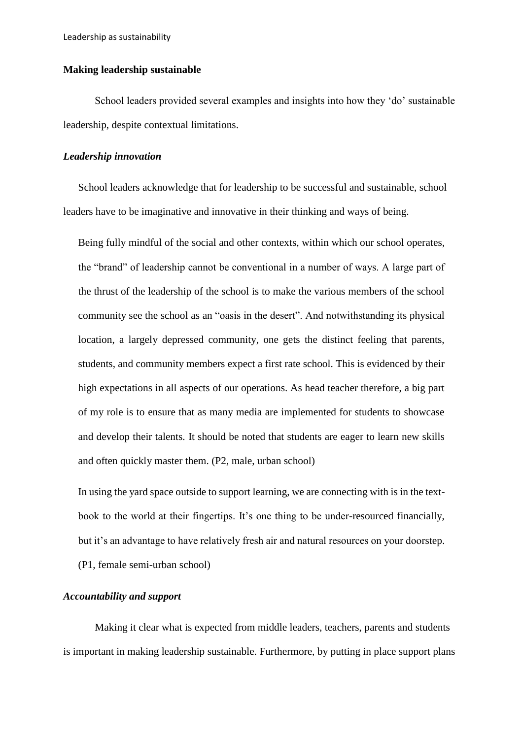**Making leadership sustainable**

School leaders provided several examples and insights into how they 'do' sustainable leadership, despite contextual limitations.

***Leadership innovation***

School leaders acknowledge that for leadership to be successful and sustainable, school leaders have to be imaginative and innovative in their thinking and ways of being.

> Being fully mindful of the social and other contexts, within which our school operates, the "brand" of leadership cannot be conventional in a number of ways. A large part of the thrust of the leadership of the school is to make the various members of the school community see the school as an "oasis in the desert". And notwithstanding its physical location, a largely depressed community, one gets the distinct feeling that parents, students, and community members expect a first rate school. This is evidenced by their high expectations in all aspects of our operations. As head teacher therefore, a big part of my role is to ensure that as many media are implemented for students to showcase and develop their talents. It should be noted that students are eager to learn new skills and often quickly master them. (P2, male, urban school)

> In using the yard space outside to support learning, we are connecting with is in the text-book to the world at their fingertips. It's one thing to be under-resourced financially, but it's an advantage to have relatively fresh air and natural resources on your doorstep. (P1, female semi-urban school)

***Accountability and support***

Making it clear what is expected from middle leaders, teachers, parents and students is important in making leadership sustainable. Furthermore, by putting in place support plans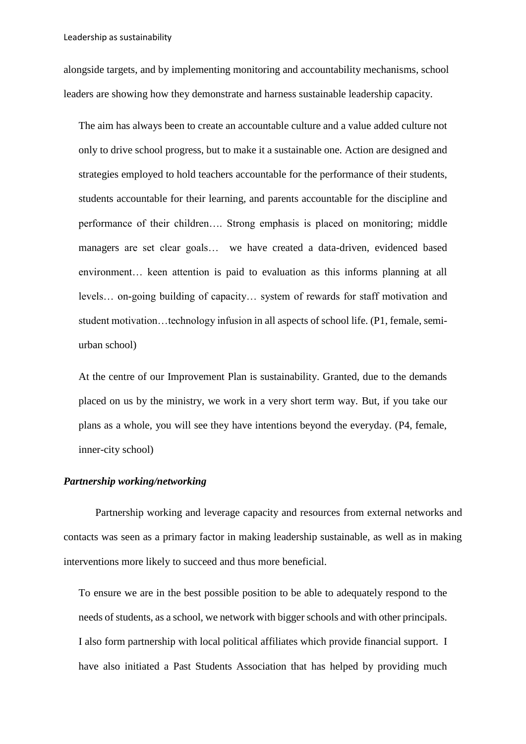alongside targets, and by implementing monitoring and accountability mechanisms, school leaders are showing how they demonstrate and harness sustainable leadership capacity.

> The aim has always been to create an accountable culture and a value added culture not only to drive school progress, but to make it a sustainable one. Action are designed and strategies employed to hold teachers accountable for the performance of their students, students accountable for their learning, and parents accountable for the discipline and performance of their children…. Strong emphasis is placed on monitoring; middle managers are set clear goals… we have created a data-driven, evidenced based environment… keen attention is paid to evaluation as this informs planning at all levels… on-going building of capacity… system of rewards for staff motivation and student motivation…technology infusion in all aspects of school life. (P1, female, semi-urban school)

> At the centre of our Improvement Plan is sustainability. Granted, due to the demands placed on us by the ministry, we work in a very short term way. But, if you take our plans as a whole, you will see they have intentions beyond the everyday. (P4, female, inner-city school)

***Partnership working/networking***

Partnership working and leverage capacity and resources from external networks and contacts was seen as a primary factor in making leadership sustainable, as well as in making interventions more likely to succeed and thus more beneficial.

> To ensure we are in the best possible position to be able to adequately respond to the needs of students, as a school, we network with bigger schools and with other principals. I also form partnership with local political affiliates which provide financial support. I have also initiated a Past Students Association that has helped by providing much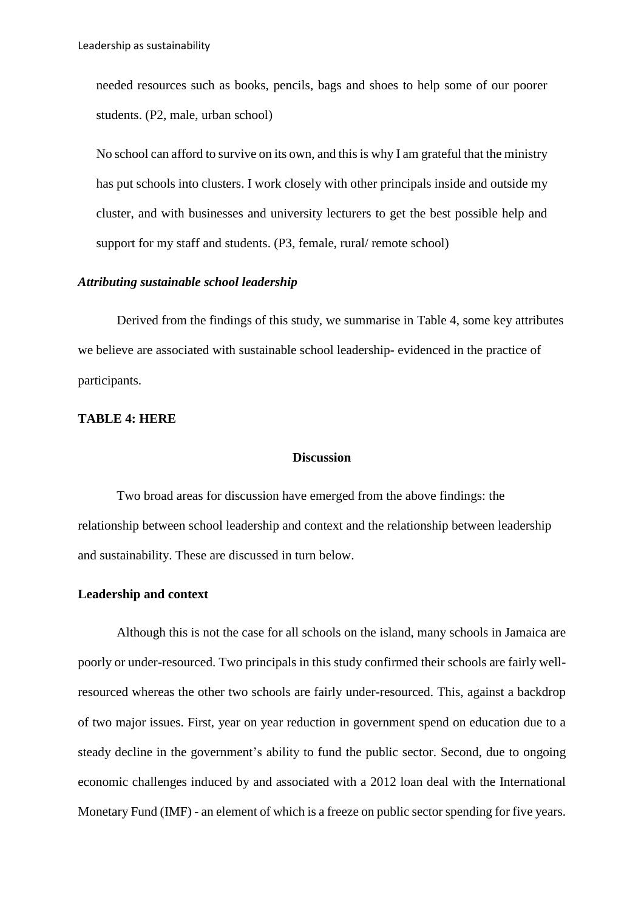needed resources such as books, pencils, bags and shoes to help some of our poorer students. (P2, male, urban school)

No school can afford to survive on its own, and this is why I am grateful that the ministry has put schools into clusters. I work closely with other principals inside and outside my cluster, and with businesses and university lecturers to get the best possible help and support for my staff and students. (P3, female, rural/ remote school)

### *Attributing sustainable school leadership*

Derived from the findings of this study, we summarise in Table 4, some key attributes we believe are associated with sustainable school leadership- evidenced in the practice of participants.

**TABLE 4: HERE**

## Discussion

Two broad areas for discussion have emerged from the above findings: the relationship between school leadership and context and the relationship between leadership and sustainability. These are discussed in turn below.

### Leadership and context

Although this is not the case for all schools on the island, many schools in Jamaica are poorly or under-resourced. Two principals in this study confirmed their schools are fairly well-resourced whereas the other two schools are fairly under-resourced. This, against a backdrop of two major issues. First, year on year reduction in government spend on education due to a steady decline in the government's ability to fund the public sector. Second, due to ongoing economic challenges induced by and associated with a 2012 loan deal with the International Monetary Fund (IMF) - an element of which is a freeze on public sector spending for five years.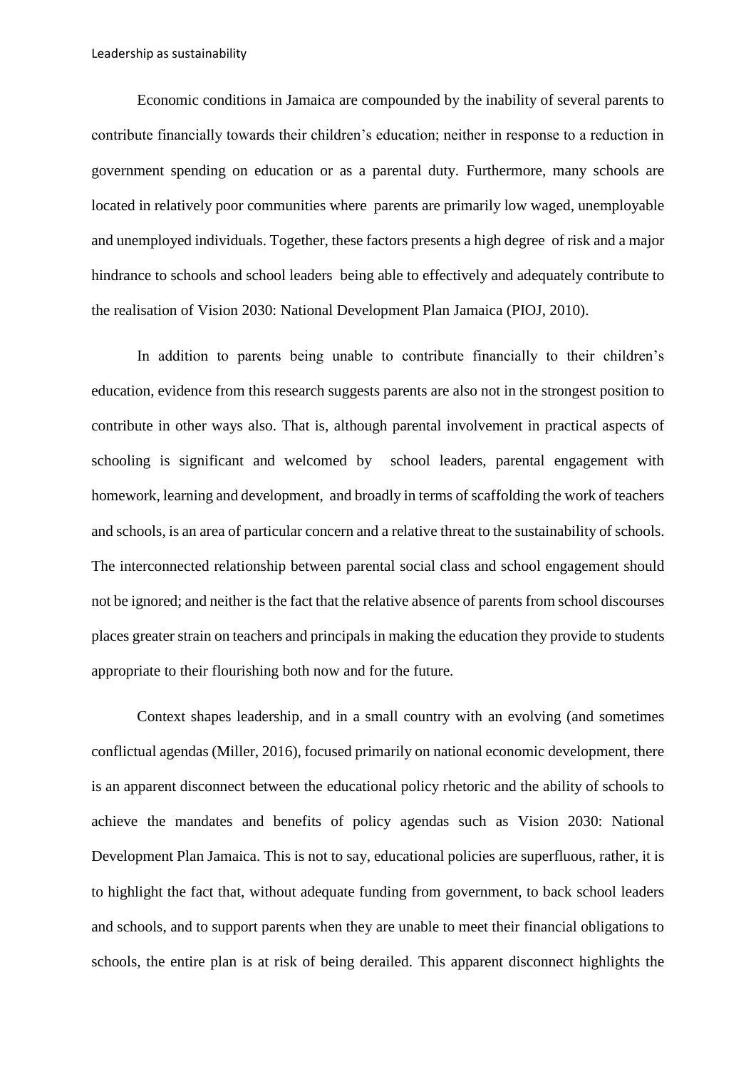Economic conditions in Jamaica are compounded by the inability of several parents to contribute financially towards their children's education; neither in response to a reduction in government spending on education or as a parental duty. Furthermore, many schools are located in relatively poor communities where parents are primarily low waged, unemployable and unemployed individuals. Together, these factors presents a high degree of risk and a major hindrance to schools and school leaders being able to effectively and adequately contribute to the realisation of Vision 2030: National Development Plan Jamaica (PIOJ, 2010).

In addition to parents being unable to contribute financially to their children's education, evidence from this research suggests parents are also not in the strongest position to contribute in other ways also. That is, although parental involvement in practical aspects of schooling is significant and welcomed by school leaders, parental engagement with homework, learning and development, and broadly in terms of scaffolding the work of teachers and schools, is an area of particular concern and a relative threat to the sustainability of schools. The interconnected relationship between parental social class and school engagement should not be ignored; and neither is the fact that the relative absence of parents from school discourses places greater strain on teachers and principals in making the education they provide to students appropriate to their flourishing both now and for the future.

Context shapes leadership, and in a small country with an evolving (and sometimes conflictual agendas (Miller, 2016), focused primarily on national economic development, there is an apparent disconnect between the educational policy rhetoric and the ability of schools to achieve the mandates and benefits of policy agendas such as Vision 2030: National Development Plan Jamaica. This is not to say, educational policies are superfluous, rather, it is to highlight the fact that, without adequate funding from government, to back school leaders and schools, and to support parents when they are unable to meet their financial obligations to schools, the entire plan is at risk of being derailed. This apparent disconnect highlights the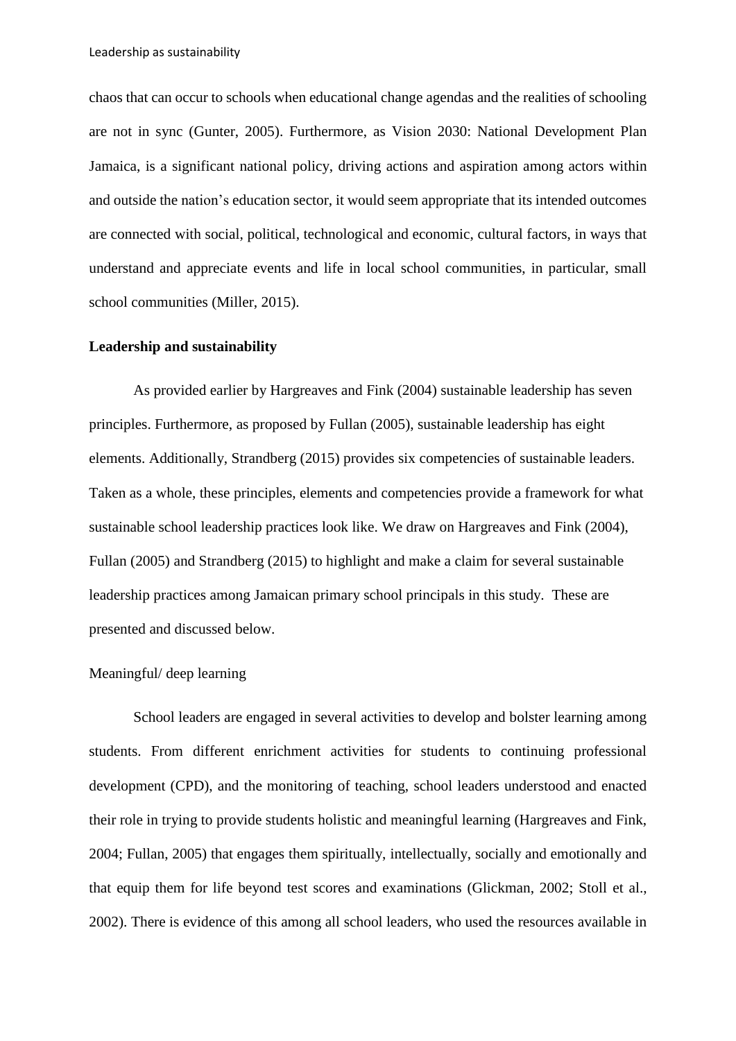chaos that can occur to schools when educational change agendas and the realities of schooling are not in sync (Gunter, 2005). Furthermore, as Vision 2030: National Development Plan Jamaica, is a significant national policy, driving actions and aspiration among actors within and outside the nation's education sector, it would seem appropriate that its intended outcomes are connected with social, political, technological and economic, cultural factors, in ways that understand and appreciate events and life in local school communities, in particular, small school communities (Miller, 2015).

## Leadership and sustainability

As provided earlier by Hargreaves and Fink (2004) sustainable leadership has seven principles. Furthermore, as proposed by Fullan (2005), sustainable leadership has eight elements. Additionally, Strandberg (2015) provides six competencies of sustainable leaders. Taken as a whole, these principles, elements and competencies provide a framework for what sustainable school leadership practices look like. We draw on Hargreaves and Fink (2004), Fullan (2005) and Strandberg (2015) to highlight and make a claim for several sustainable leadership practices among Jamaican primary school principals in this study. These are presented and discussed below.

### Meaningful/ deep learning

School leaders are engaged in several activities to develop and bolster learning among students. From different enrichment activities for students to continuing professional development (CPD), and the monitoring of teaching, school leaders understood and enacted their role in trying to provide students holistic and meaningful learning (Hargreaves and Fink, 2004; Fullan, 2005) that engages them spiritually, intellectually, socially and emotionally and that equip them for life beyond test scores and examinations (Glickman, 2002; Stoll et al., 2002). There is evidence of this among all school leaders, who used the resources available in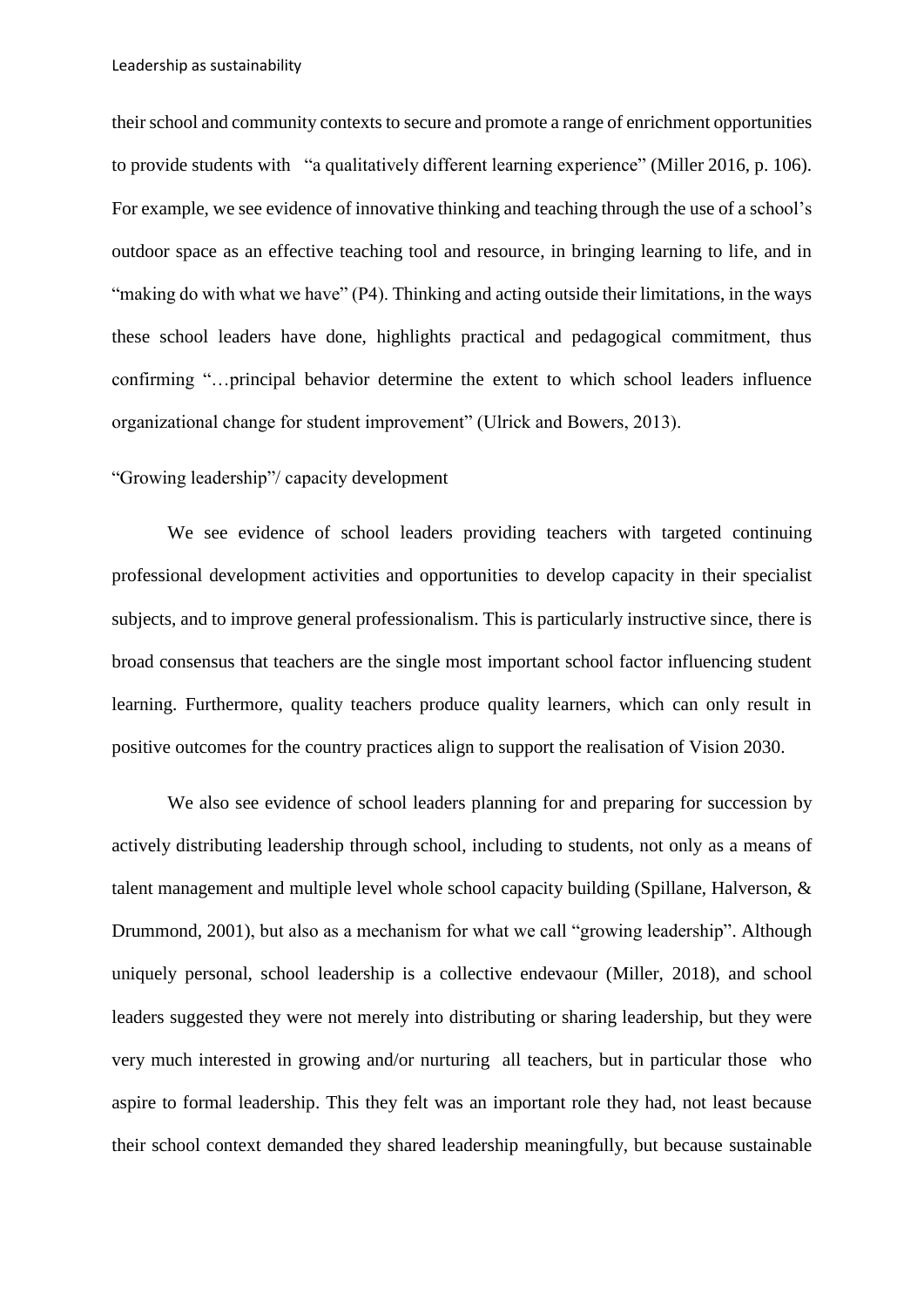their school and community contexts to secure and promote a range of enrichment opportunities to provide students with "a qualitatively different learning experience" (Miller 2016, p. 106). For example, we see evidence of innovative thinking and teaching through the use of a school's outdoor space as an effective teaching tool and resource, in bringing learning to life, and in "making do with what we have" (P4). Thinking and acting outside their limitations, in the ways these school leaders have done, highlights practical and pedagogical commitment, thus confirming "…principal behavior determine the extent to which school leaders influence organizational change for student improvement" (Ulrick and Bowers, 2013).

"Growing leadership"/ capacity development

We see evidence of school leaders providing teachers with targeted continuing professional development activities and opportunities to develop capacity in their specialist subjects, and to improve general professionalism. This is particularly instructive since, there is broad consensus that teachers are the single most important school factor influencing student learning. Furthermore, quality teachers produce quality learners, which can only result in positive outcomes for the country practices align to support the realisation of Vision 2030.

We also see evidence of school leaders planning for and preparing for succession by actively distributing leadership through school, including to students, not only as a means of talent management and multiple level whole school capacity building (Spillane, Halverson, & Drummond, 2001), but also as a mechanism for what we call "growing leadership". Although uniquely personal, school leadership is a collective endevaour (Miller, 2018), and school leaders suggested they were not merely into distributing or sharing leadership, but they were very much interested in growing and/or nurturing all teachers, but in particular those who aspire to formal leadership. This they felt was an important role they had, not least because their school context demanded they shared leadership meaningfully, but because sustainable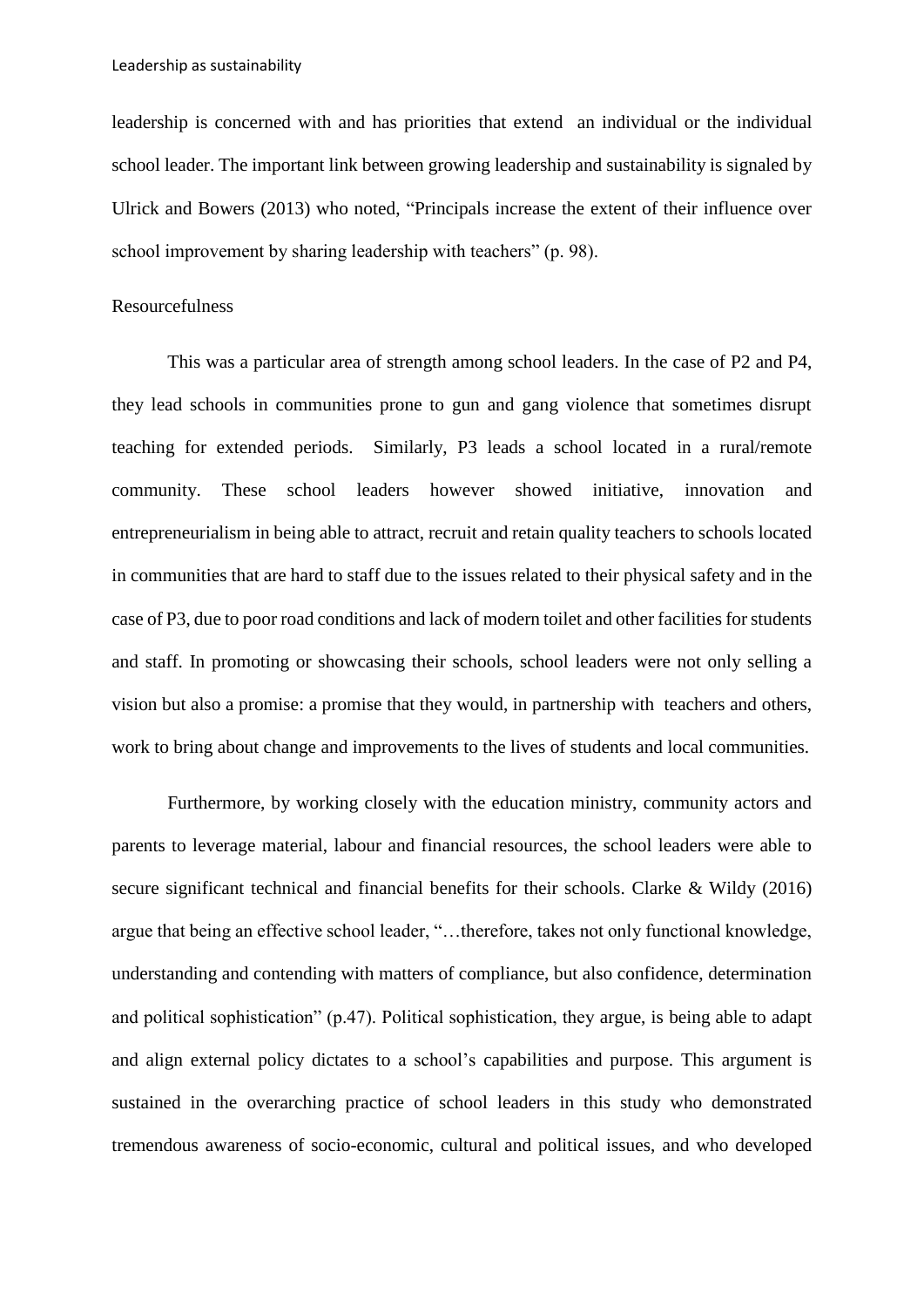leadership is concerned with and has priorities that extend an individual or the individual school leader. The important link between growing leadership and sustainability is signaled by Ulrick and Bowers (2013) who noted, "Principals increase the extent of their influence over school improvement by sharing leadership with teachers" (p. 98).

Resourcefulness

This was a particular area of strength among school leaders. In the case of P2 and P4, they lead schools in communities prone to gun and gang violence that sometimes disrupt teaching for extended periods. Similarly, P3 leads a school located in a rural/remote community. These school leaders however showed initiative, innovation and entrepreneurialism in being able to attract, recruit and retain quality teachers to schools located in communities that are hard to staff due to the issues related to their physical safety and in the case of P3, due to poor road conditions and lack of modern toilet and other facilities for students and staff. In promoting or showcasing their schools, school leaders were not only selling a vision but also a promise: a promise that they would, in partnership with teachers and others, work to bring about change and improvements to the lives of students and local communities.

Furthermore, by working closely with the education ministry, community actors and parents to leverage material, labour and financial resources, the school leaders were able to secure significant technical and financial benefits for their schools. Clarke & Wildy (2016) argue that being an effective school leader, "…therefore, takes not only functional knowledge, understanding and contending with matters of compliance, but also confidence, determination and political sophistication" (p.47). Political sophistication, they argue, is being able to adapt and align external policy dictates to a school's capabilities and purpose. This argument is sustained in the overarching practice of school leaders in this study who demonstrated tremendous awareness of socio-economic, cultural and political issues, and who developed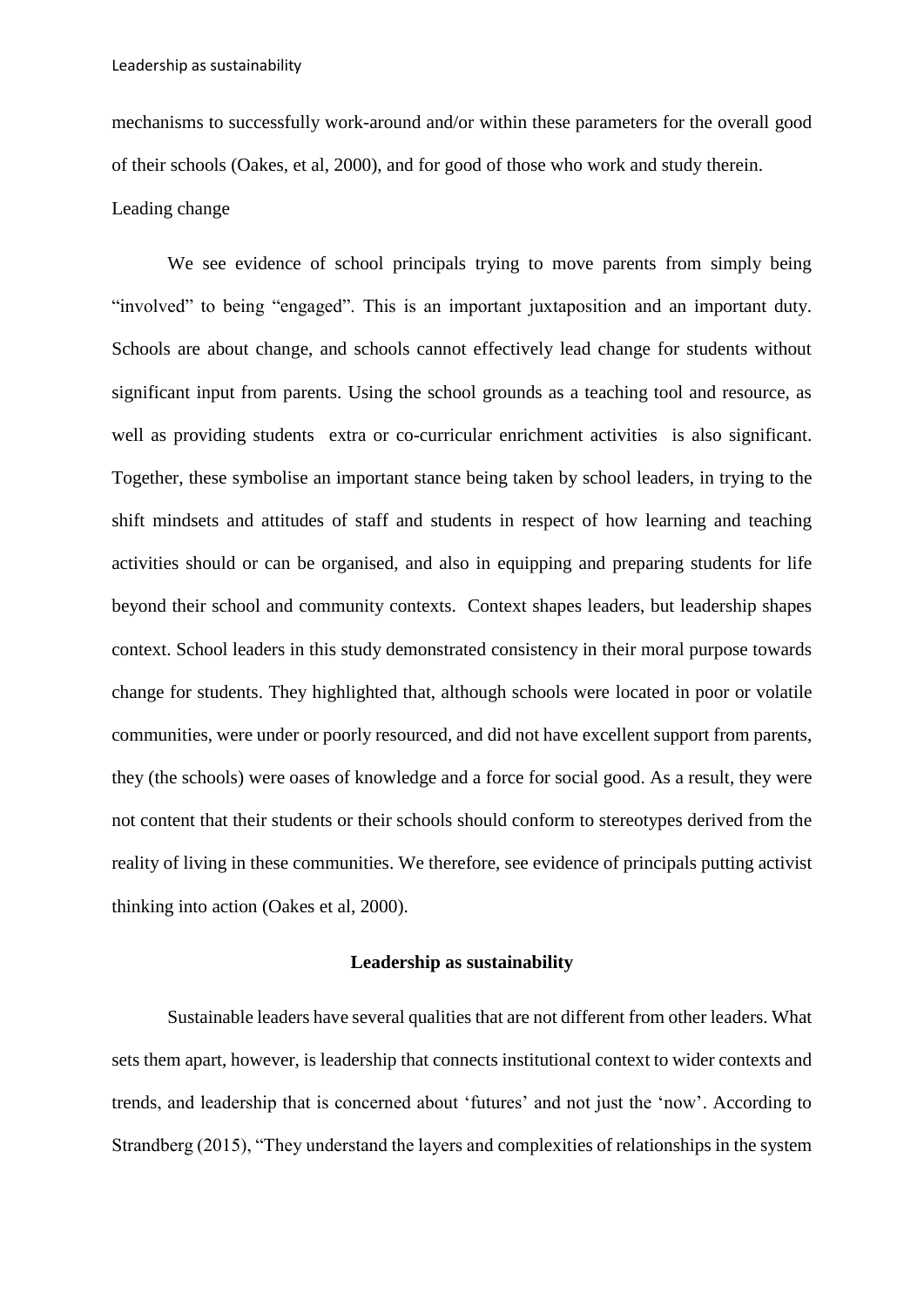mechanisms to successfully work-around and/or within these parameters for the overall good of their schools (Oakes, et al, 2000), and for good of those who work and study therein.

Leading change

We see evidence of school principals trying to move parents from simply being "involved" to being "engaged". This is an important juxtaposition and an important duty. Schools are about change, and schools cannot effectively lead change for students without significant input from parents. Using the school grounds as a teaching tool and resource, as well as providing students extra or co-curricular enrichment activities is also significant. Together, these symbolise an important stance being taken by school leaders, in trying to the shift mindsets and attitudes of staff and students in respect of how learning and teaching activities should or can be organised, and also in equipping and preparing students for life beyond their school and community contexts. Context shapes leaders, but leadership shapes context. School leaders in this study demonstrated consistency in their moral purpose towards change for students. They highlighted that, although schools were located in poor or volatile communities, were under or poorly resourced, and did not have excellent support from parents, they (the schools) were oases of knowledge and a force for social good. As a result, they were not content that their students or their schools should conform to stereotypes derived from the reality of living in these communities. We therefore, see evidence of principals putting activist thinking into action (Oakes et al, 2000).

## Leadership as sustainability

Sustainable leaders have several qualities that are not different from other leaders. What sets them apart, however, is leadership that connects institutional context to wider contexts and trends, and leadership that is concerned about 'futures' and not just the 'now'. According to Strandberg (2015), "They understand the layers and complexities of relationships in the system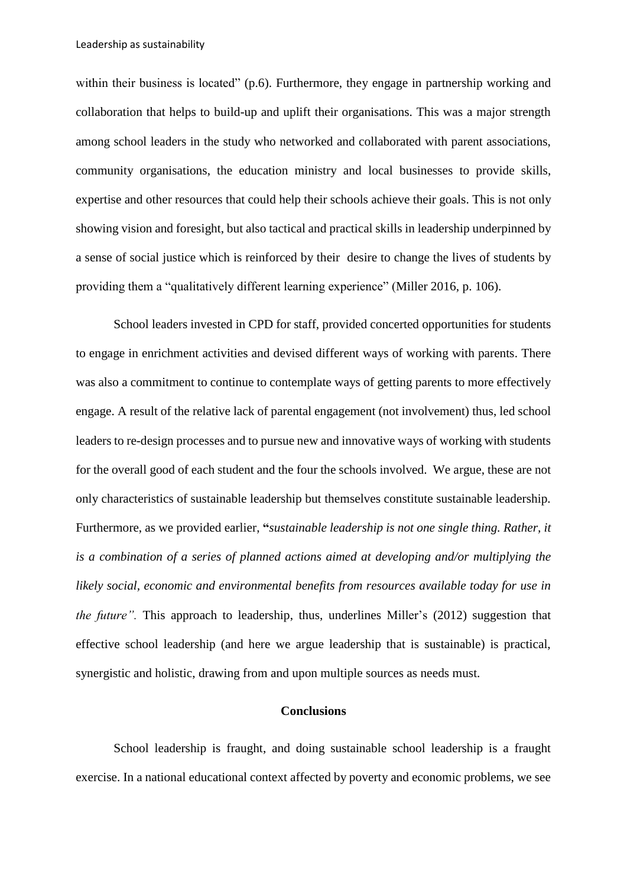within their business is located" (p.6). Furthermore, they engage in partnership working and collaboration that helps to build-up and uplift their organisations. This was a major strength among school leaders in the study who networked and collaborated with parent associations, community organisations, the education ministry and local businesses to provide skills, expertise and other resources that could help their schools achieve their goals. This is not only showing vision and foresight, but also tactical and practical skills in leadership underpinned by a sense of social justice which is reinforced by their desire to change the lives of students by providing them a "qualitatively different learning experience" (Miller 2016, p. 106).

School leaders invested in CPD for staff, provided concerted opportunities for students to engage in enrichment activities and devised different ways of working with parents. There was also a commitment to continue to contemplate ways of getting parents to more effectively engage. A result of the relative lack of parental engagement (not involvement) thus, led school leaders to re-design processes and to pursue new and innovative ways of working with students for the overall good of each student and the four the schools involved. We argue, these are not only characteristics of sustainable leadership but themselves constitute sustainable leadership. Furthermore, as we provided earlier, **"***sustainable leadership is not one single thing. Rather, it is a combination of a series of planned actions aimed at developing and/or multiplying the likely social, economic and environmental benefits from resources available today for use in the future".* This approach to leadership, thus, underlines Miller's (2012) suggestion that effective school leadership (and here we argue leadership that is sustainable) is practical, synergistic and holistic, drawing from and upon multiple sources as needs must.

## Conclusions

School leadership is fraught, and doing sustainable school leadership is a fraught exercise. In a national educational context affected by poverty and economic problems, we see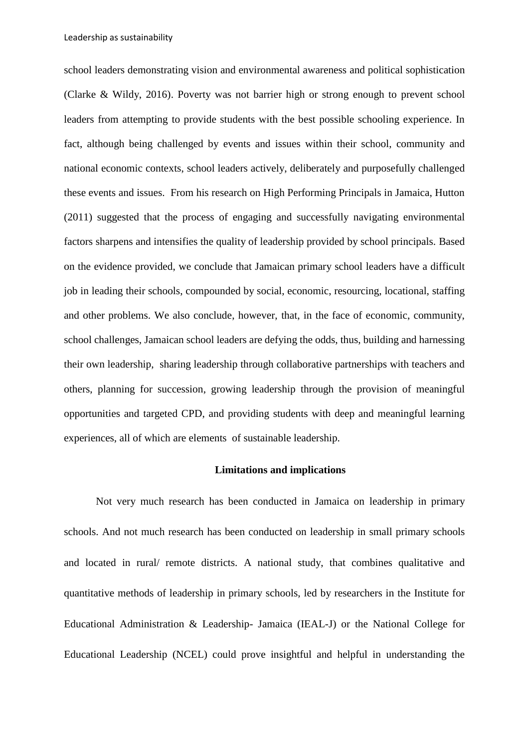school leaders demonstrating vision and environmental awareness and political sophistication (Clarke & Wildy, 2016). Poverty was not barrier high or strong enough to prevent school leaders from attempting to provide students with the best possible schooling experience. In fact, although being challenged by events and issues within their school, community and national economic contexts, school leaders actively, deliberately and purposefully challenged these events and issues. From his research on High Performing Principals in Jamaica, Hutton (2011) suggested that the process of engaging and successfully navigating environmental factors sharpens and intensifies the quality of leadership provided by school principals. Based on the evidence provided, we conclude that Jamaican primary school leaders have a difficult job in leading their schools, compounded by social, economic, resourcing, locational, staffing and other problems. We also conclude, however, that, in the face of economic, community, school challenges, Jamaican school leaders are defying the odds, thus, building and harnessing their own leadership, sharing leadership through collaborative partnerships with teachers and others, planning for succession, growing leadership through the provision of meaningful opportunities and targeted CPD, and providing students with deep and meaningful learning experiences, all of which are elements of sustainable leadership.

## Limitations and implications

Not very much research has been conducted in Jamaica on leadership in primary schools. And not much research has been conducted on leadership in small primary schools and located in rural/ remote districts. A national study, that combines qualitative and quantitative methods of leadership in primary schools, led by researchers in the Institute for Educational Administration & Leadership- Jamaica (IEAL-J) or the National College for Educational Leadership (NCEL) could prove insightful and helpful in understanding the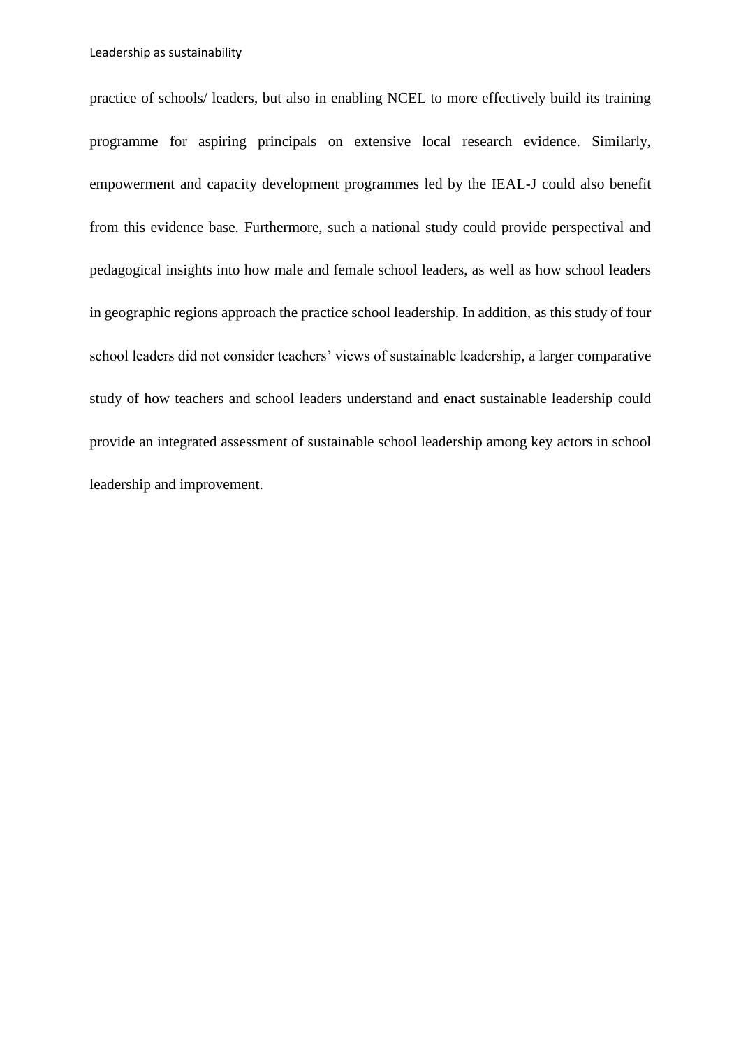practice of schools/ leaders, but also in enabling NCEL to more effectively build its training programme for aspiring principals on extensive local research evidence. Similarly, empowerment and capacity development programmes led by the IEAL-J could also benefit from this evidence base. Furthermore, such a national study could provide perspectival and pedagogical insights into how male and female school leaders, as well as how school leaders in geographic regions approach the practice school leadership. In addition, as this study of four school leaders did not consider teachers' views of sustainable leadership, a larger comparative study of how teachers and school leaders understand and enact sustainable leadership could provide an integrated assessment of sustainable school leadership among key actors in school leadership and improvement.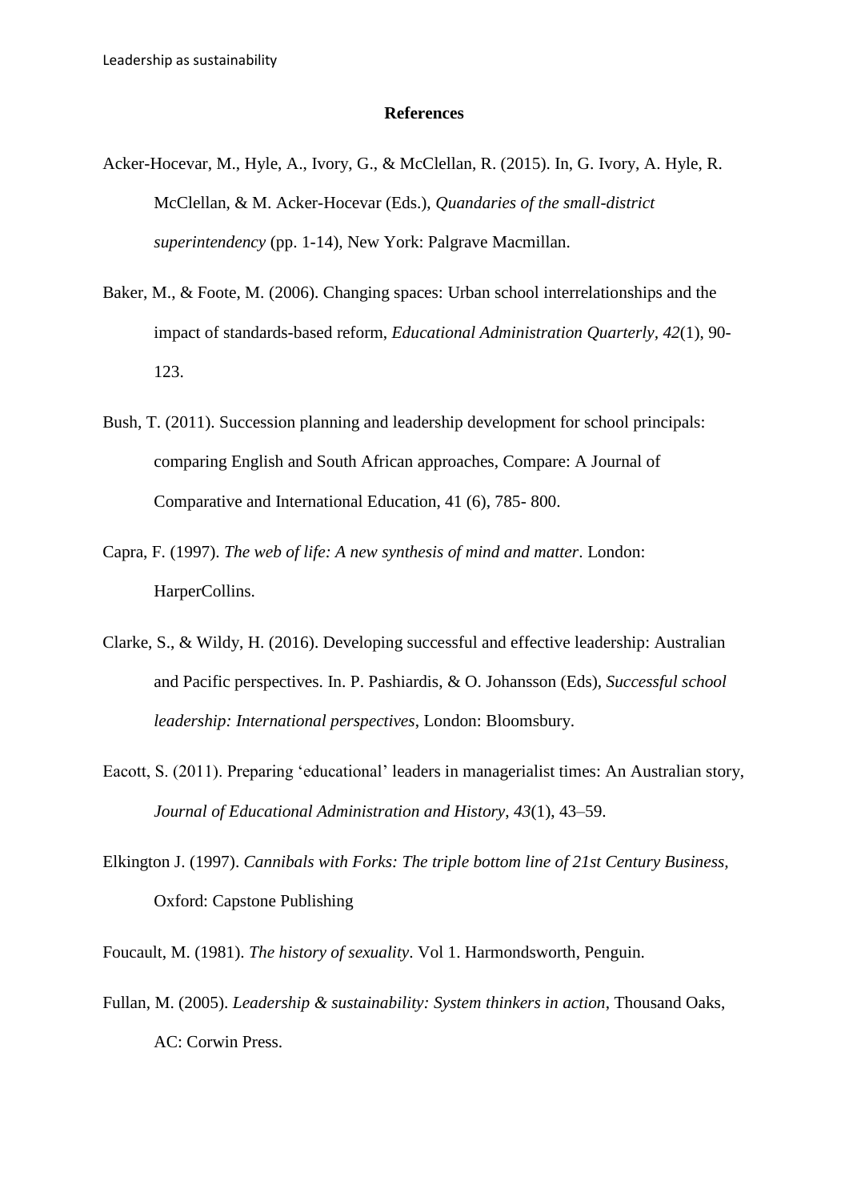## References

Acker-Hocevar, M., Hyle, A., Ivory, G., & McClellan, R. (2015). In, G. Ivory, A. Hyle, R. McClellan, & M. Acker-Hocevar (Eds.), *Quandaries of the small-district superintendency* (pp. 1-14), New York: Palgrave Macmillan.

Baker, M., & Foote, M. (2006). Changing spaces: Urban school interrelationships and the impact of standards-based reform, *Educational Administration Quarterly*, *42*(1), 90-123.

Bush, T. (2011). Succession planning and leadership development for school principals: comparing English and South African approaches, Compare: A Journal of Comparative and International Education, 41 (6), 785- 800.

Capra, F. (1997). *The web of life: A new synthesis of mind and matter*. London: HarperCollins.

Clarke, S., & Wildy, H. (2016). Developing successful and effective leadership: Australian and Pacific perspectives. In. P. Pashiardis, & O. Johansson (Eds), *Successful school leadership: International perspectives*, London: Bloomsbury.

Eacott, S. (2011). Preparing 'educational' leaders in managerialist times: An Australian story, *Journal of Educational Administration and History*, *43*(1), 43–59.

Elkington J. (1997). *Cannibals with Forks: The triple bottom line of 21st Century Business,* Oxford: Capstone Publishing

Foucault, M. (1981). *The history of sexuality*. Vol 1. Harmondsworth, Penguin.

Fullan, M. (2005). *Leadership & sustainability: System thinkers in action*, Thousand Oaks, AC: Corwin Press.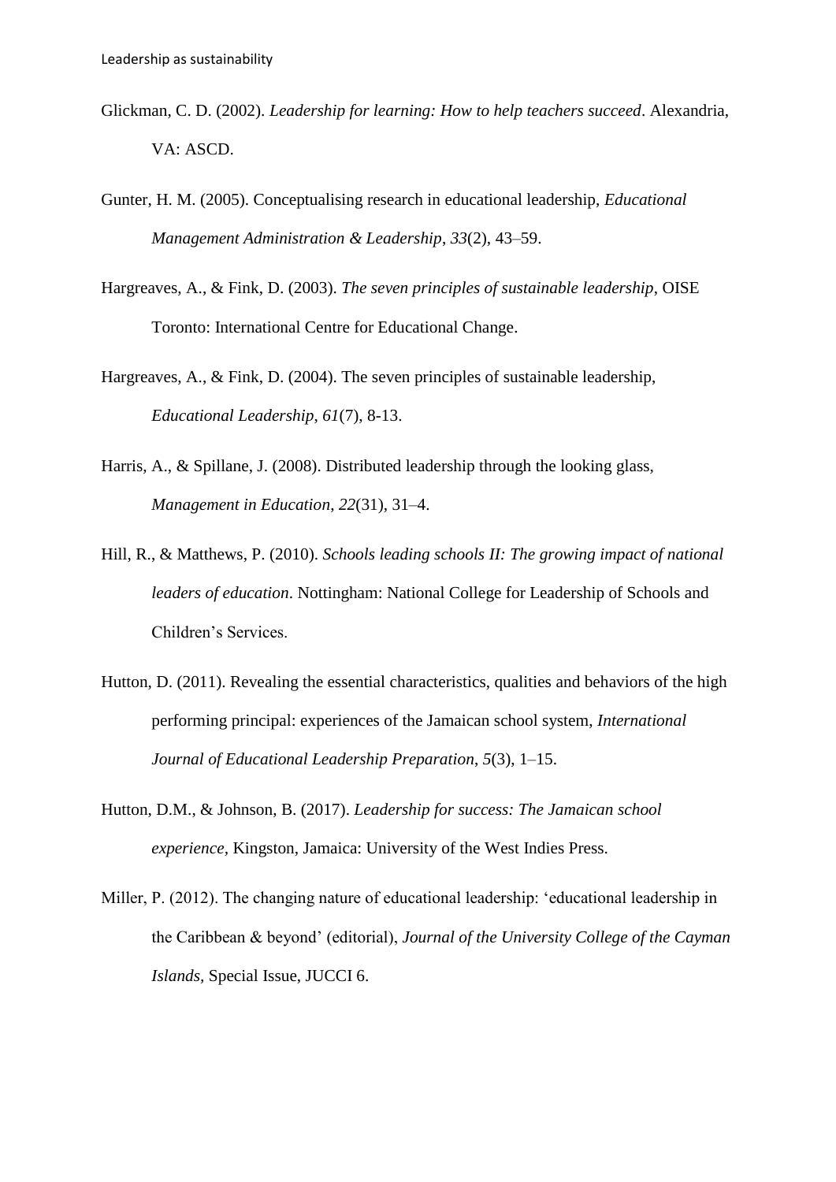Glickman, C. D. (2002). *Leadership for learning: How to help teachers succeed*. Alexandria, VA: ASCD.

Gunter, H. M. (2005). Conceptualising research in educational leadership, *Educational Management Administration & Leadership*, *33*(2), 43–59.

Hargreaves, A., & Fink, D. (2003). *The seven principles of sustainable leadership*, OISE Toronto: International Centre for Educational Change.

Hargreaves, A., & Fink, D. (2004). The seven principles of sustainable leadership, *Educational Leadership*, *61*(7), 8-13.

Harris, A., & Spillane, J. (2008). Distributed leadership through the looking glass, *Management in Education*, *22*(31), 31–4.

Hill, R., & Matthews, P. (2010). *Schools leading schools II: The growing impact of national leaders of education*. Nottingham: National College for Leadership of Schools and Children's Services.

Hutton, D. (2011). Revealing the essential characteristics, qualities and behaviors of the high performing principal: experiences of the Jamaican school system, *International Journal of Educational Leadership Preparation*, *5*(3), 1–15.

Hutton, D.M., & Johnson, B. (2017). *Leadership for success: The Jamaican school experience,* Kingston, Jamaica: University of the West Indies Press.

Miller, P. (2012). The changing nature of educational leadership: 'educational leadership in the Caribbean & beyond' (editorial), *Journal of the University College of the Cayman Islands,* Special Issue, JUCCI 6.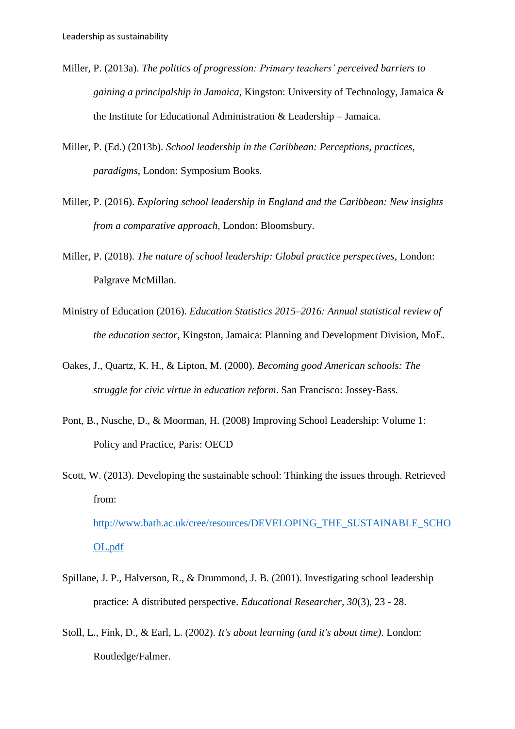Miller, P. (2013a). *The politics of progression: Primary teachers' perceived barriers to gaining a principalship in Jamaica*, Kingston: University of Technology, Jamaica & the Institute for Educational Administration & Leadership – Jamaica.

Miller, P. (Ed.) (2013b). *School leadership in the Caribbean: Perceptions, practices, paradigms*, London: Symposium Books.

Miller, P. (2016). *Exploring school leadership in England and the Caribbean: New insights from a comparative approach*, London: Bloomsbury.

Miller, P. (2018). *The nature of school leadership: Global practice perspectives*, London: Palgrave McMillan.

Ministry of Education (2016). *Education Statistics 2015–2016: Annual statistical review of the education sector*, Kingston, Jamaica: Planning and Development Division, MoE.

Oakes, J., Quartz, K. H., & Lipton, M. (2000). *Becoming good American schools: The struggle for civic virtue in education reform*. San Francisco: Jossey-Bass.

Pont, B., Nusche, D., & Moorman, H. (2008) Improving School Leadership: Volume 1: Policy and Practice, Paris: OECD

Scott, W. (2013). Developing the sustainable school: Thinking the issues through. Retrieved from: [http://www.bath.ac.uk/cree/resources/DEVELOPING_THE_SUSTAINABLE_SCHOOL.pdf](http://www.bath.ac.uk/cree/resources/DEVELOPING_THE_SUSTAINABLE_SCHOOL.pdf)

Spillane, J. P., Halverson, R., & Drummond, J. B. (2001). Investigating school leadership practice: A distributed perspective. *Educational Researcher*, *30*(3), 23 - 28.

Stoll, L., Fink, D., & Earl, L. (2002). *It's about learning (and it's about time)*. London: Routledge/Falmer.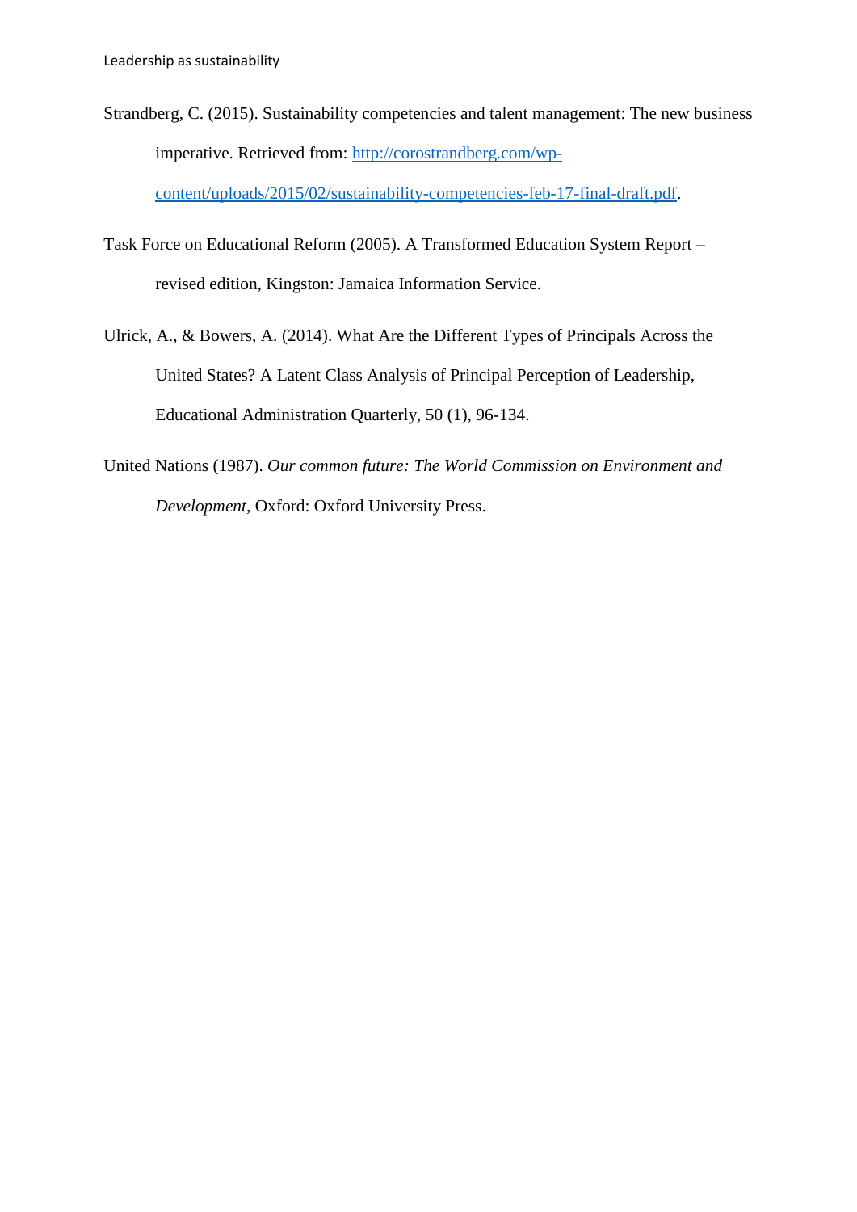Strandberg, C. (2015). Sustainability competencies and talent management: The new business imperative. Retrieved from: [http://corostrandberg.com/wp-content/uploads/2015/02/sustainability-competencies-feb-17-final-draft.pdf](http://corostrandberg.com/wp-content/uploads/2015/02/sustainability-competencies-feb-17-final-draft.pdf).

Task Force on Educational Reform (2005). A Transformed Education System Report – revised edition, Kingston: Jamaica Information Service.

Ulrick, A., & Bowers, A. (2014). What Are the Different Types of Principals Across the United States? A Latent Class Analysis of Principal Perception of Leadership, Educational Administration Quarterly, 50 (1), 96-134.

United Nations (1987). *Our common future: The World Commission on Environment and Development*, Oxford: Oxford University Press.